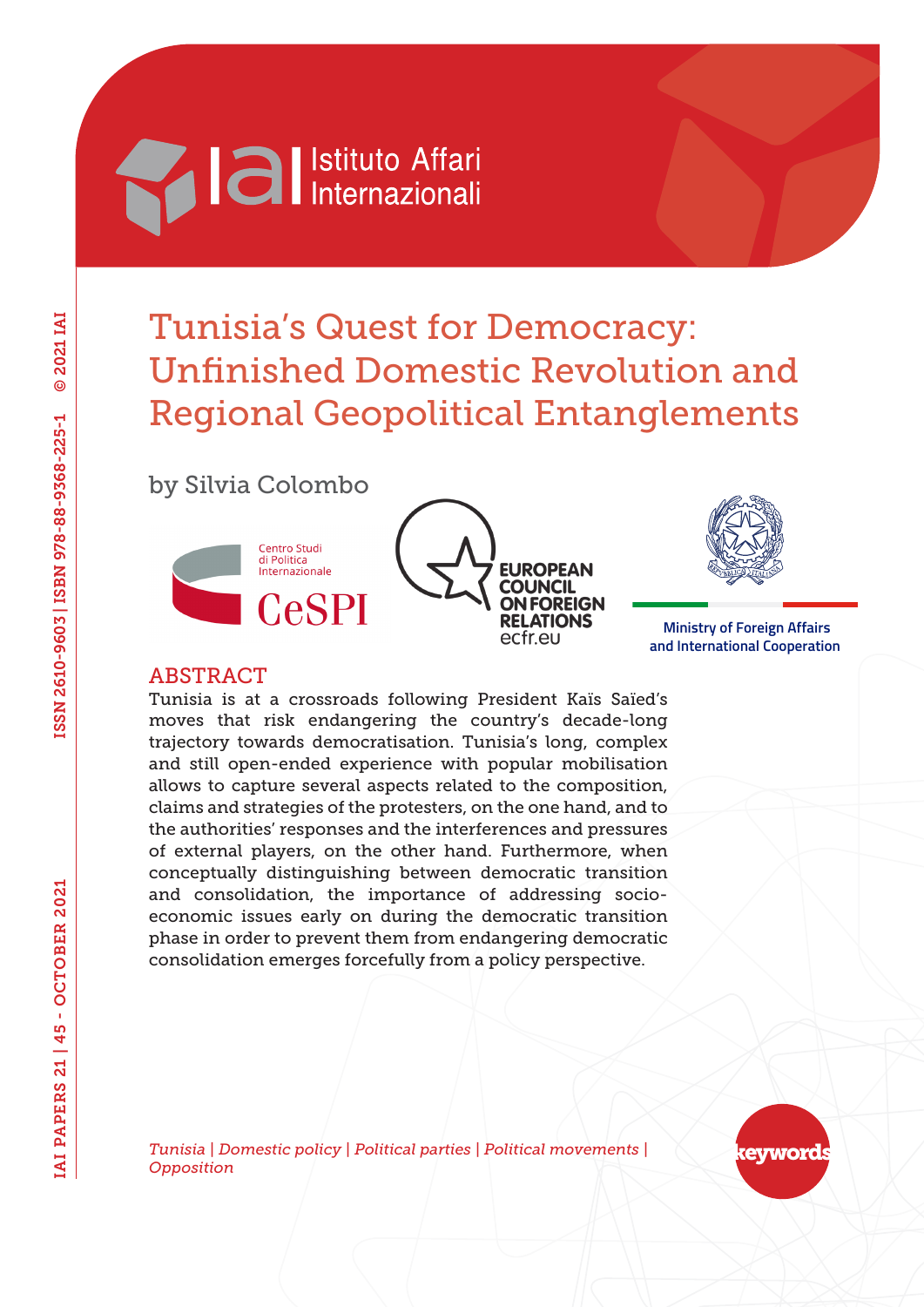# Tunisia's Quest for Democracy: Unfinished Domestic Revolution and Regional Geopolitical Entanglements

by Silvia Colombo

## ABSTRACT

Tunisia is at a crossroads following President Kaïs Saïed's moves that risk endangering the country's decade-long trajectory towards democratisation. Tunisia's long, complex and still open-ended experience with popular mobilisation allows to capture several aspects related to the composition, claims and strategies of the protesters, on the one hand, and to the authorities' responses and the interferences and pressures of external players, on the other hand. Furthermore, when conceptually distinguishing between democratic transition and consolidation, the importance of addressing socio-economic issues early on during the democratic transition phase in order to prevent them from endangering democratic consolidation emerges forcefully from a policy perspective.

*Tunisia | Domestic policy | Political parties | Political movements | Opposition*

IAI PAPERS 21 | 45 - OCTOBER 2021 — ISSN 2610-9603 | ISBN 978-88-9368-225-1 — © 2021 IAI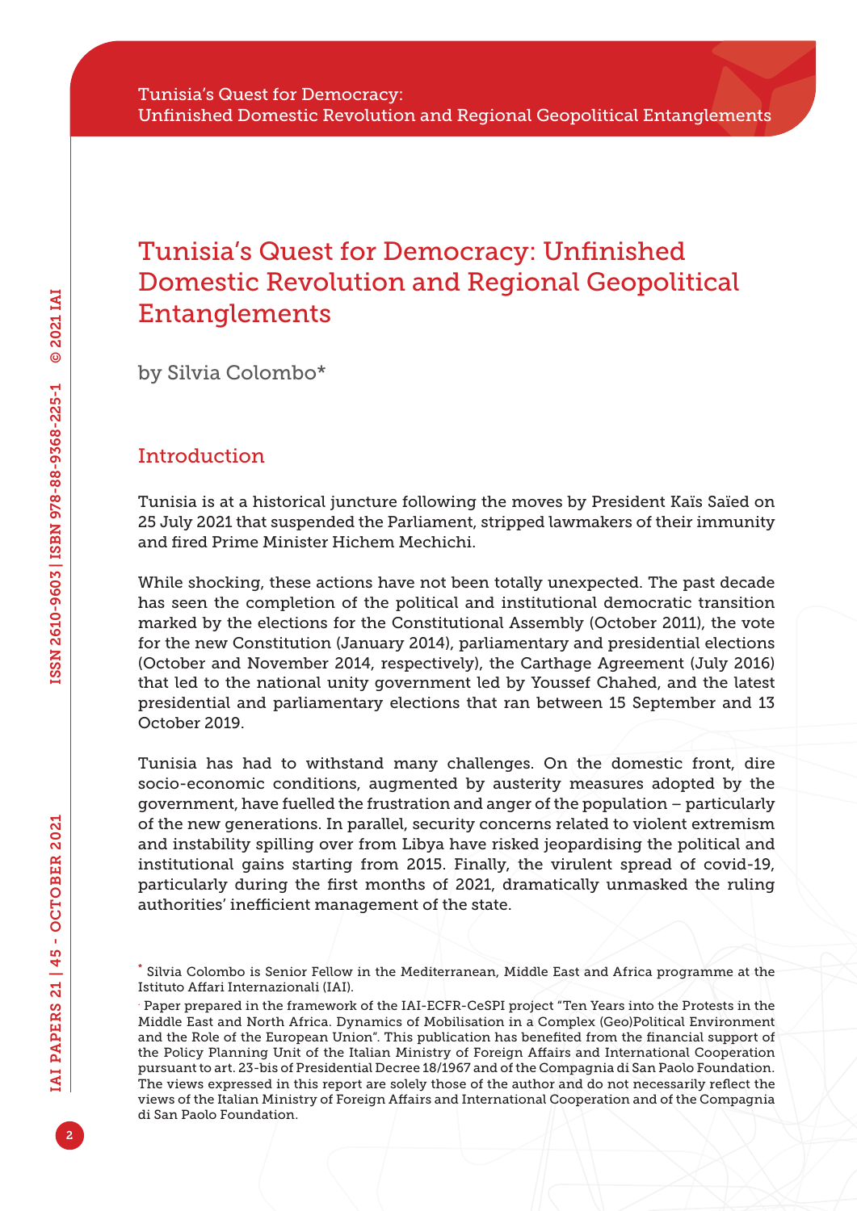# Tunisia's Quest for Democracy: Unfinished Domestic Revolution and Regional Geopolitical Entanglements

by Silvia Colombo*

## Introduction

Tunisia is at a historical juncture following the moves by President Kaïs Saïed on 25 July 2021 that suspended the Parliament, stripped lawmakers of their immunity and fired Prime Minister Hichem Mechichi.

While shocking, these actions have not been totally unexpected. The past decade has seen the completion of the political and institutional democratic transition marked by the elections for the Constitutional Assembly (October 2011), the vote for the new Constitution (January 2014), parliamentary and presidential elections (October and November 2014, respectively), the Carthage Agreement (July 2016) that led to the national unity government led by Youssef Chahed, and the latest presidential and parliamentary elections that ran between 15 September and 13 October 2019.

Tunisia has had to withstand many challenges. On the domestic front, dire socio-economic conditions, augmented by austerity measures adopted by the government, have fuelled the frustration and anger of the population – particularly of the new generations. In parallel, security concerns related to violent extremism and instability spilling over from Libya have risked jeopardising the political and institutional gains starting from 2015. Finally, the virulent spread of covid-19, particularly during the first months of 2021, dramatically unmasked the ruling authorities' inefficient management of the state.

* Silvia Colombo is Senior Fellow in the Mediterranean, Middle East and Africa programme at the Istituto Affari Internazionali (IAI).

. Paper prepared in the framework of the IAI-ECFR-CeSPI project "Ten Years into the Protests in the Middle East and North Africa. Dynamics of Mobilisation in a Complex (Geo)Political Environment and the Role of the European Union". This publication has benefited from the financial support of the Policy Planning Unit of the Italian Ministry of Foreign Affairs and International Cooperation pursuant to art. 23-bis of Presidential Decree 18/1967 and of the Compagnia di San Paolo Foundation. The views expressed in this report are solely those of the author and do not necessarily reflect the views of the Italian Ministry of Foreign Affairs and International Cooperation and of the Compagnia di San Paolo Foundation.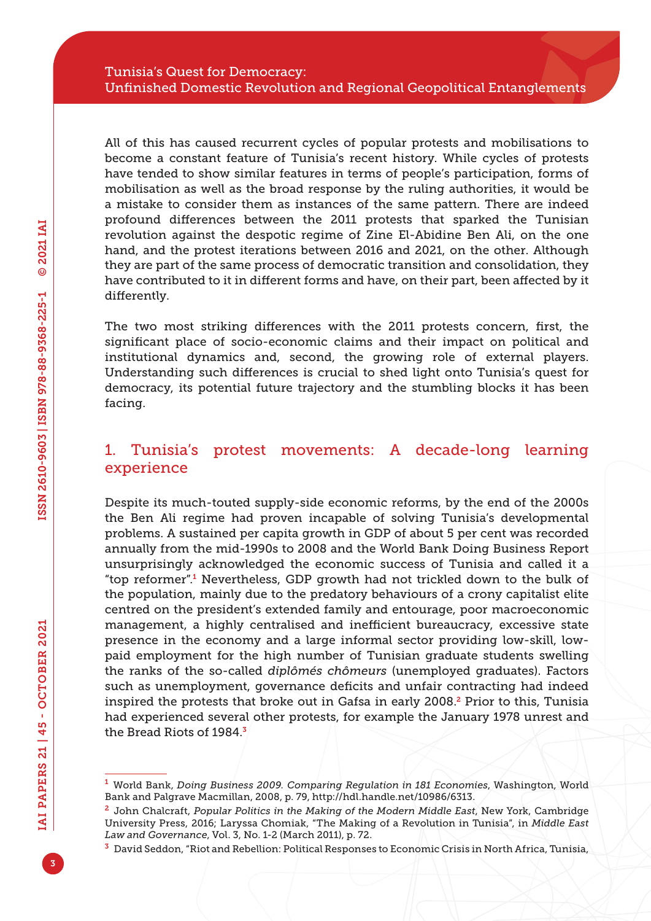All of this has caused recurrent cycles of popular protests and mobilisations to become a constant feature of Tunisia's recent history. While cycles of protests have tended to show similar features in terms of people's participation, forms of mobilisation as well as the broad response by the ruling authorities, it would be a mistake to consider them as instances of the same pattern. There are indeed profound differences between the 2011 protests that sparked the Tunisian revolution against the despotic regime of Zine El-Abidine Ben Ali, on the one hand, and the protest iterations between 2016 and 2021, on the other. Although they are part of the same process of democratic transition and consolidation, they have contributed to it in different forms and have, on their part, been affected by it differently.

The two most striking differences with the 2011 protests concern, first, the significant place of socio-economic claims and their impact on political and institutional dynamics and, second, the growing role of external players. Understanding such differences is crucial to shed light onto Tunisia's quest for democracy, its potential future trajectory and the stumbling blocks it has been facing.

## 1. Tunisia's protest movements: A decade-long learning experience

Despite its much-touted supply-side economic reforms, by the end of the 2000s the Ben Ali regime had proven incapable of solving Tunisia's developmental problems. A sustained per capita growth in GDP of about 5 per cent was recorded annually from the mid-1990s to 2008 and the World Bank Doing Business Report unsurprisingly acknowledged the economic success of Tunisia and called it a "top reformer".[1] Nevertheless, GDP growth had not trickled down to the bulk of the population, mainly due to the predatory behaviours of a crony capitalist elite centred on the president's extended family and entourage, poor macroeconomic management, a highly centralised and inefficient bureaucracy, excessive state presence in the economy and a large informal sector providing low-skill, low-paid employment for the high number of Tunisian graduate students swelling the ranks of the so-called *diplômés chômeurs* (unemployed graduates). Factors such as unemployment, governance deficits and unfair contracting had indeed inspired the protests that broke out in Gafsa in early 2008.[2] Prior to this, Tunisia had experienced several other protests, for example the January 1978 unrest and the Bread Riots of 1984.[3]

---

[1] World Bank, *Doing Business 2009. Comparing Regulation in 181 Economies*, Washington, World Bank and Palgrave Macmillan, 2008, p. 79, http://hdl.handle.net/10986/6313.

[2] John Chalcraft, *Popular Politics in the Making of the Modern Middle East*, New York, Cambridge University Press, 2016; Laryssa Chomiak, "The Making of a Revolution in Tunisia", in *Middle East Law and Governance*, Vol. 3, No. 1-2 (March 2011), p. 72.

[3] David Seddon, "Riot and Rebellion: Political Responses to Economic Crisis in North Africa, Tunisia,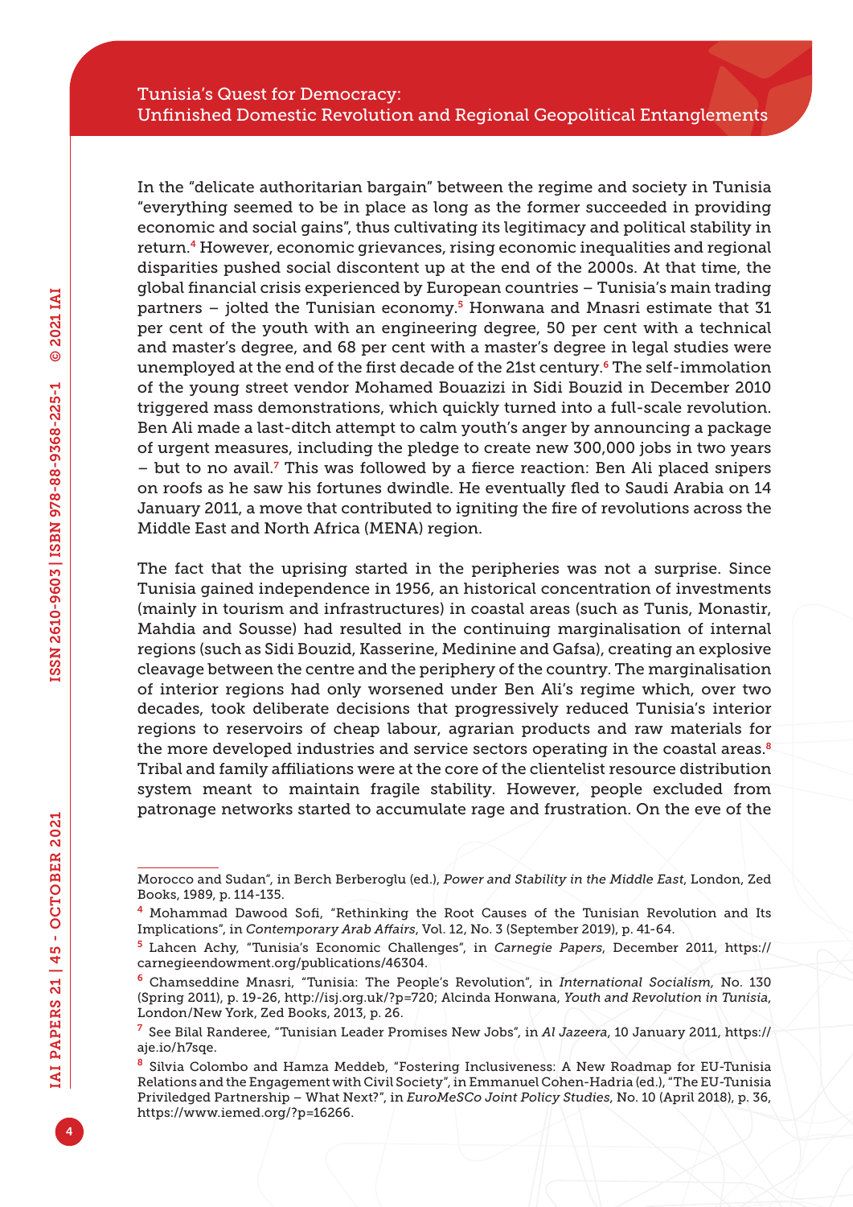In the "delicate authoritarian bargain" between the regime and society in Tunisia "everything seemed to be in place as long as the former succeeded in providing economic and social gains", thus cultivating its legitimacy and political stability in return.[4] However, economic grievances, rising economic inequalities and regional disparities pushed social discontent up at the end of the 2000s. At that time, the global financial crisis experienced by European countries – Tunisia's main trading partners – jolted the Tunisian economy.[5] Honwana and Mnasri estimate that 31 per cent of the youth with an engineering degree, 50 per cent with a technical and master's degree, and 68 per cent with a master's degree in legal studies were unemployed at the end of the first decade of the 21st century.[6] The self-immolation of the young street vendor Mohamed Bouazizi in Sidi Bouzid in December 2010 triggered mass demonstrations, which quickly turned into a full-scale revolution. Ben Ali made a last-ditch attempt to calm youth's anger by announcing a package of urgent measures, including the pledge to create new 300,000 jobs in two years – but to no avail.[7] This was followed by a fierce reaction: Ben Ali placed snipers on roofs as he saw his fortunes dwindle. He eventually fled to Saudi Arabia on 14 January 2011, a move that contributed to igniting the fire of revolutions across the Middle East and North Africa (MENA) region.

The fact that the uprising started in the peripheries was not a surprise. Since Tunisia gained independence in 1956, an historical concentration of investments (mainly in tourism and infrastructures) in coastal areas (such as Tunis, Monastir, Mahdia and Sousse) had resulted in the continuing marginalisation of internal regions (such as Sidi Bouzid, Kasserine, Medinine and Gafsa), creating an explosive cleavage between the centre and the periphery of the country. The marginalisation of interior regions had only worsened under Ben Ali's regime which, over two decades, took deliberate decisions that progressively reduced Tunisia's interior regions to reservoirs of cheap labour, agrarian products and raw materials for the more developed industries and service sectors operating in the coastal areas.[8] Tribal and family affiliations were at the core of the clientelist resource distribution system meant to maintain fragile stability. However, people excluded from patronage networks started to accumulate rage and frustration. On the eve of the

---

Morocco and Sudan", in Berch Berberoglu (ed.), *Power and Stability in the Middle East*, London, Zed Books, 1989, p. 114-135.

[4] Mohammad Dawood Sofi, "Rethinking the Root Causes of the Tunisian Revolution and Its Implications", in *Contemporary Arab Affairs*, Vol. 12, No. 3 (September 2019), p. 41-64.

[5] Lahcen Achy, "Tunisia's Economic Challenges", in *Carnegie Papers*, December 2011, https://carnegieendowment.org/publications/46304.

[6] Chamseddine Mnasri, "Tunisia: The People's Revolution", in *International Socialism*, No. 130 (Spring 2011), p. 19-26, http://isj.org.uk/?p=720; Alcinda Honwana, *Youth and Revolution in Tunisia*, London/New York, Zed Books, 2013, p. 26.

[7] See Bilal Randeree, "Tunisian Leader Promises New Jobs", in *Al Jazeera*, 10 January 2011, https://aje.io/h7sqe.

[8] Silvia Colombo and Hamza Meddeb, "Fostering Inclusiveness: A New Roadmap for EU-Tunisia Relations and the Engagement with Civil Society", in Emmanuel Cohen-Hadria (ed.), "The EU-Tunisia Priviledged Partnership – What Next?", in *EuroMeSCo Joint Policy Studies*, No. 10 (April 2018), p. 36, https://www.iemed.org/?p=16266.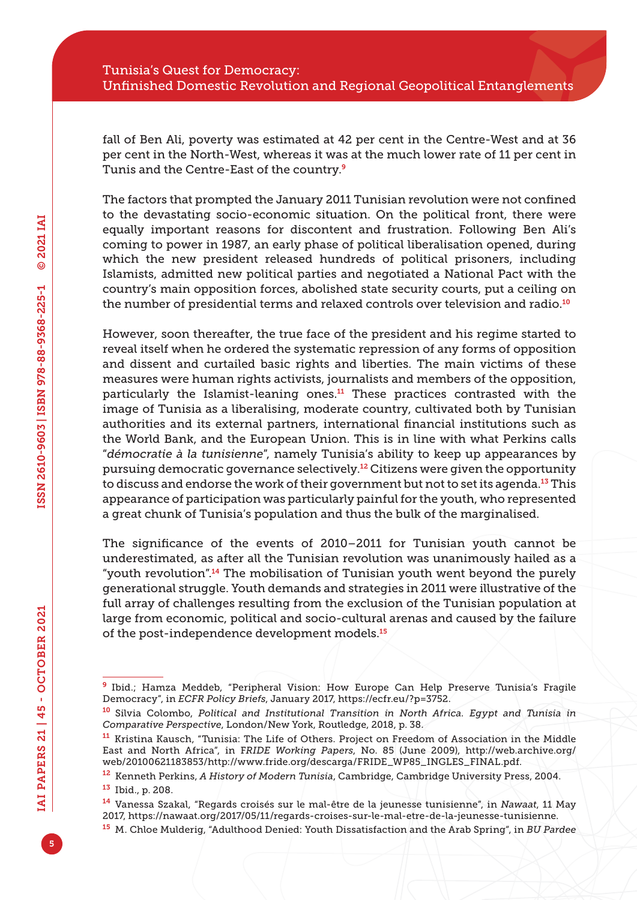fall of Ben Ali, poverty was estimated at 42 per cent in the Centre-West and at 36 per cent in the North-West, whereas it was at the much lower rate of 11 per cent in Tunis and the Centre-East of the country.[9]

The factors that prompted the January 2011 Tunisian revolution were not confined to the devastating socio-economic situation. On the political front, there were equally important reasons for discontent and frustration. Following Ben Ali's coming to power in 1987, an early phase of political liberalisation opened, during which the new president released hundreds of political prisoners, including Islamists, admitted new political parties and negotiated a National Pact with the country's main opposition forces, abolished state security courts, put a ceiling on the number of presidential terms and relaxed controls over television and radio.[10]

However, soon thereafter, the true face of the president and his regime started to reveal itself when he ordered the systematic repression of any forms of opposition and dissent and curtailed basic rights and liberties. The main victims of these measures were human rights activists, journalists and members of the opposition, particularly the Islamist-leaning ones.[11] These practices contrasted with the image of Tunisia as a liberalising, moderate country, cultivated both by Tunisian authorities and its external partners, international financial institutions such as the World Bank, and the European Union. This is in line with what Perkins calls "*démocratie à la tunisienne*", namely Tunisia's ability to keep up appearances by pursuing democratic governance selectively.[12] Citizens were given the opportunity to discuss and endorse the work of their government but not to set its agenda.[13] This appearance of participation was particularly painful for the youth, who represented a great chunk of Tunisia's population and thus the bulk of the marginalised.

The significance of the events of 2010–2011 for Tunisian youth cannot be underestimated, as after all the Tunisian revolution was unanimously hailed as a "youth revolution".[14] The mobilisation of Tunisian youth went beyond the purely generational struggle. Youth demands and strategies in 2011 were illustrative of the full array of challenges resulting from the exclusion of the Tunisian population at large from economic, political and socio-cultural arenas and caused by the failure of the post-independence development models.[15]

---

[9] Ibid.; Hamza Meddeb, "Peripheral Vision: How Europe Can Help Preserve Tunisia's Fragile Democracy", in *ECFR Policy Briefs*, January 2017, https://ecfr.eu/?p=3752.

[10] Silvia Colombo, *Political and Institutional Transition in North Africa. Egypt and Tunisia in Comparative Perspective*, London/New York, Routledge, 2018, p. 38.

[11] Kristina Kausch, "Tunisia: The Life of Others. Project on Freedom of Association in the Middle East and North Africa", in *FRIDE Working Papers*, No. 85 (June 2009), http://web.archive.org/web/20100621183853/http://www.fride.org/descarga/FRIDE_WP85_INGLES_FINAL.pdf.

[12] Kenneth Perkins, *A History of Modern Tunisia*, Cambridge, Cambridge University Press, 2004.

[13] Ibid., p. 208.

[14] Vanessa Szakal, "Regards croisés sur le mal-être de la jeunesse tunisienne", in *Nawaat*, 11 May 2017, https://nawaat.org/2017/05/11/regards-croises-sur-le-mal-etre-de-la-jeunesse-tunisienne.

[15] M. Chloe Mulderig, "Adulthood Denied: Youth Dissatisfaction and the Arab Spring", in *BU Pardee*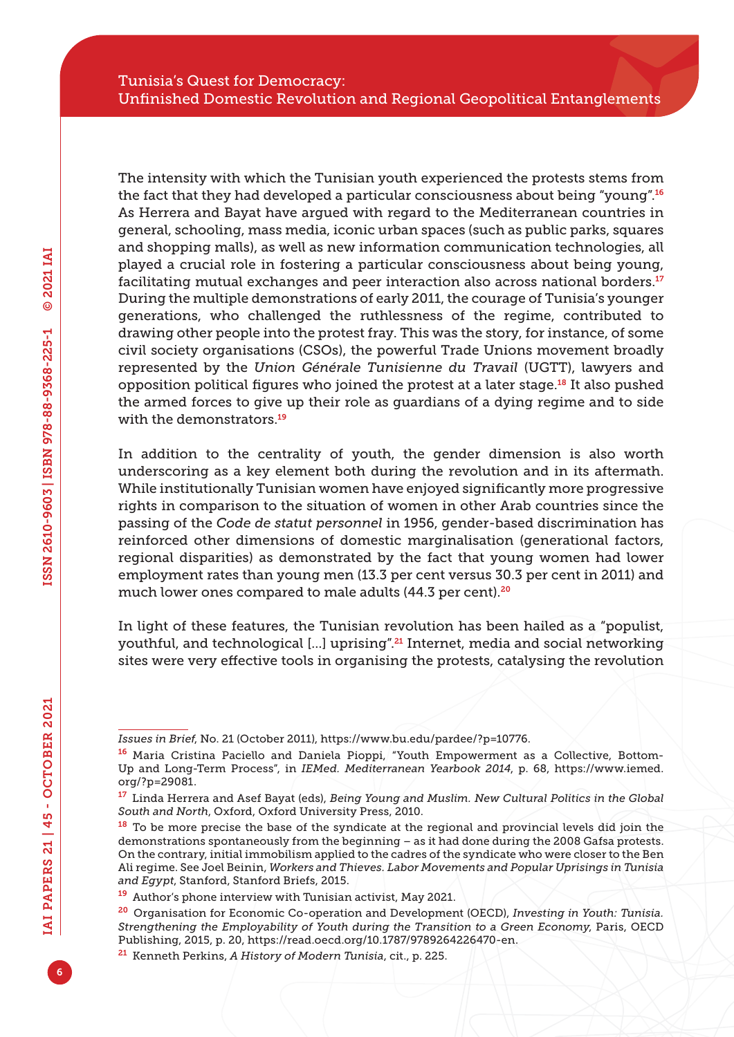The intensity with which the Tunisian youth experienced the protests stems from the fact that they had developed a particular consciousness about being "young".[16] As Herrera and Bayat have argued with regard to the Mediterranean countries in general, schooling, mass media, iconic urban spaces (such as public parks, squares and shopping malls), as well as new information communication technologies, all played a crucial role in fostering a particular consciousness about being young, facilitating mutual exchanges and peer interaction also across national borders.[17] During the multiple demonstrations of early 2011, the courage of Tunisia's younger generations, who challenged the ruthlessness of the regime, contributed to drawing other people into the protest fray. This was the story, for instance, of some civil society organisations (CSOs), the powerful Trade Unions movement broadly represented by the *Union Générale Tunisienne du Travail* (UGTT), lawyers and opposition political figures who joined the protest at a later stage.[18] It also pushed the armed forces to give up their role as guardians of a dying regime and to side with the demonstrators.[19]

In addition to the centrality of youth, the gender dimension is also worth underscoring as a key element both during the revolution and in its aftermath. While institutionally Tunisian women have enjoyed significantly more progressive rights in comparison to the situation of women in other Arab countries since the passing of the *Code de statut personnel* in 1956, gender-based discrimination has reinforced other dimensions of domestic marginalisation (generational factors, regional disparities) as demonstrated by the fact that young women had lower employment rates than young men (13.3 per cent versus 30.3 per cent in 2011) and much lower ones compared to male adults (44.3 per cent).[20]

In light of these features, the Tunisian revolution has been hailed as a "populist, youthful, and technological [...] uprising".[21] Internet, media and social networking sites were very effective tools in organising the protests, catalysing the revolution

---

*Issues in Brief*, No. 21 (October 2011), https://www.bu.edu/pardee/?p=10776.

[16] Maria Cristina Paciello and Daniela Pioppi, "Youth Empowerment as a Collective, Bottom-Up and Long-Term Process", in *IEMed. Mediterranean Yearbook 2014*, p. 68, https://www.iemed.org/?p=29081.

[17] Linda Herrera and Asef Bayat (eds), *Being Young and Muslim. New Cultural Politics in the Global South and North*, Oxford, Oxford University Press, 2010.

[18] To be more precise the base of the syndicate at the regional and provincial levels did join the demonstrations spontaneously from the beginning – as it had done during the 2008 Gafsa protests. On the contrary, initial immobilism applied to the cadres of the syndicate who were closer to the Ben Ali regime. See Joel Beinin, *Workers and Thieves. Labor Movements and Popular Uprisings in Tunisia and Egypt*, Stanford, Stanford Briefs, 2015.

[19] Author's phone interview with Tunisian activist, May 2021.

[20] Organisation for Economic Co-operation and Development (OECD), *Investing in Youth: Tunisia. Strengthening the Employability of Youth during the Transition to a Green Economy*, Paris, OECD Publishing, 2015, p. 20, https://read.oecd.org/10.1787/9789264226470-en.

[21] Kenneth Perkins, *A History of Modern Tunisia*, cit., p. 225.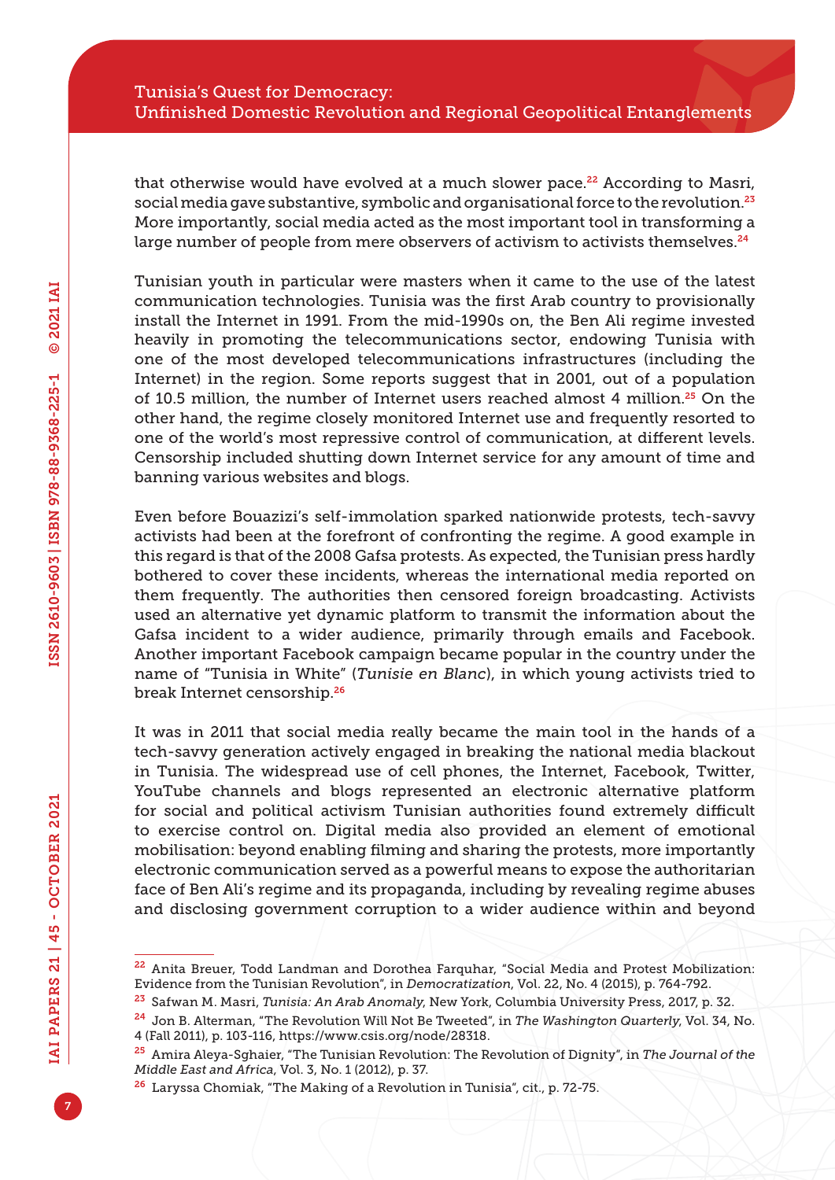that otherwise would have evolved at a much slower pace.[22] According to Masri, social media gave substantive, symbolic and organisational force to the revolution.[23] More importantly, social media acted as the most important tool in transforming a large number of people from mere observers of activism to activists themselves.[24]

Tunisian youth in particular were masters when it came to the use of the latest communication technologies. Tunisia was the first Arab country to provisionally install the Internet in 1991. From the mid-1990s on, the Ben Ali regime invested heavily in promoting the telecommunications sector, endowing Tunisia with one of the most developed telecommunications infrastructures (including the Internet) in the region. Some reports suggest that in 2001, out of a population of 10.5 million, the number of Internet users reached almost 4 million.[25] On the other hand, the regime closely monitored Internet use and frequently resorted to one of the world's most repressive control of communication, at different levels. Censorship included shutting down Internet service for any amount of time and banning various websites and blogs.

Even before Bouazizi's self-immolation sparked nationwide protests, tech-savvy activists had been at the forefront of confronting the regime. A good example in this regard is that of the 2008 Gafsa protests. As expected, the Tunisian press hardly bothered to cover these incidents, whereas the international media reported on them frequently. The authorities then censored foreign broadcasting. Activists used an alternative yet dynamic platform to transmit the information about the Gafsa incident to a wider audience, primarily through emails and Facebook. Another important Facebook campaign became popular in the country under the name of "Tunisia in White" (*Tunisie en Blanc*), in which young activists tried to break Internet censorship.[26]

It was in 2011 that social media really became the main tool in the hands of a tech-savvy generation actively engaged in breaking the national media blackout in Tunisia. The widespread use of cell phones, the Internet, Facebook, Twitter, YouTube channels and blogs represented an electronic alternative platform for social and political activism Tunisian authorities found extremely difficult to exercise control on. Digital media also provided an element of emotional mobilisation: beyond enabling filming and sharing the protests, more importantly electronic communication served as a powerful means to expose the authoritarian face of Ben Ali's regime and its propaganda, including by revealing regime abuses and disclosing government corruption to a wider audience within and beyond

---

[22] Anita Breuer, Todd Landman and Dorothea Farquhar, "Social Media and Protest Mobilization: Evidence from the Tunisian Revolution", in *Democratization*, Vol. 22, No. 4 (2015), p. 764-792.

[23] Safwan M. Masri, *Tunisia: An Arab Anomaly*, New York, Columbia University Press, 2017, p. 32.

[24] Jon B. Alterman, "The Revolution Will Not Be Tweeted", in *The Washington Quarterly*, Vol. 34, No. 4 (Fall 2011), p. 103-116, https://www.csis.org/node/28318.

[25] Amira Aleya-Sghaier, "The Tunisian Revolution: The Revolution of Dignity", in *The Journal of the Middle East and Africa*, Vol. 3, No. 1 (2012), p. 37.

[26] Laryssa Chomiak, "The Making of a Revolution in Tunisia", cit., p. 72-75.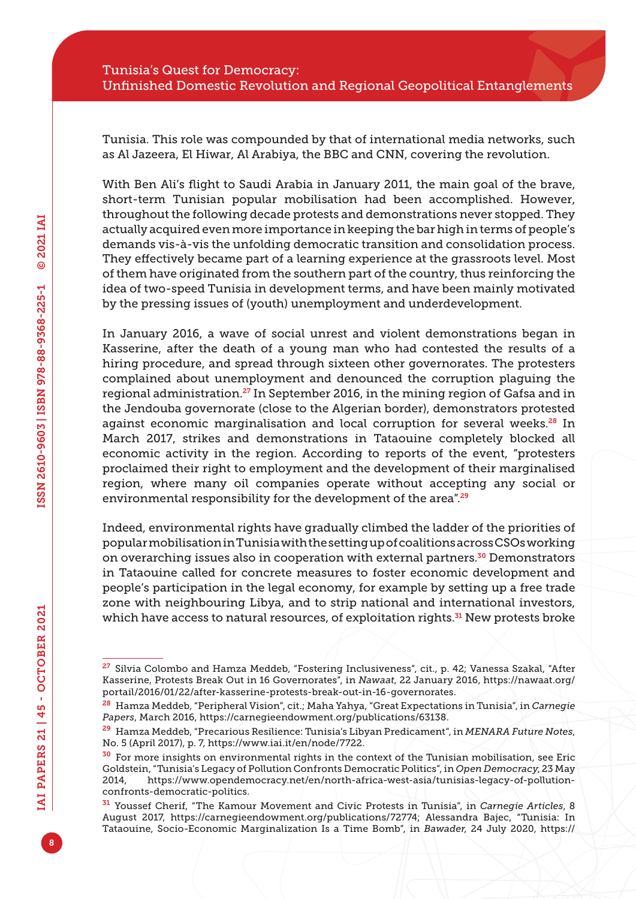Tunisia. This role was compounded by that of international media networks, such as Al Jazeera, El Hiwar, Al Arabiya, the BBC and CNN, covering the revolution.

With Ben Ali's flight to Saudi Arabia in January 2011, the main goal of the brave, short-term Tunisian popular mobilisation had been accomplished. However, throughout the following decade protests and demonstrations never stopped. They actually acquired even more importance in keeping the bar high in terms of people's demands vis-à-vis the unfolding democratic transition and consolidation process. They effectively became part of a learning experience at the grassroots level. Most of them have originated from the southern part of the country, thus reinforcing the idea of two-speed Tunisia in development terms, and have been mainly motivated by the pressing issues of (youth) unemployment and underdevelopment.

In January 2016, a wave of social unrest and violent demonstrations began in Kasserine, after the death of a young man who had contested the results of a hiring procedure, and spread through sixteen other governorates. The protesters complained about unemployment and denounced the corruption plaguing the regional administration.[27] In September 2016, in the mining region of Gafsa and in the Jendouba governorate (close to the Algerian border), demonstrators protested against economic marginalisation and local corruption for several weeks.[28] In March 2017, strikes and demonstrations in Tataouine completely blocked all economic activity in the region. According to reports of the event, "protesters proclaimed their right to employment and the development of their marginalised region, where many oil companies operate without accepting any social or environmental responsibility for the development of the area".[29]

Indeed, environmental rights have gradually climbed the ladder of the priorities of popular mobilisation in Tunisia with the setting up of coalitions across CSOs working on overarching issues also in cooperation with external partners.[30] Demonstrators in Tataouine called for concrete measures to foster economic development and people's participation in the legal economy, for example by setting up a free trade zone with neighbouring Libya, and to strip national and international investors, which have access to natural resources, of exploitation rights.[31] New protests broke

---

[27] Silvia Colombo and Hamza Meddeb, "Fostering Inclusiveness", cit., p. 42; Vanessa Szakal, "After Kasserine, Protests Break Out in 16 Governorates", in *Nawaat*, 22 January 2016, https://nawaat.org/portail/2016/01/22/after-kasserine-protests-break-out-in-16-governorates.

[28] Hamza Meddeb, "Peripheral Vision", cit.; Maha Yahya, "Great Expectations in Tunisia", in *Carnegie Papers*, March 2016, https://carnegieendowment.org/publications/63138.

[29] Hamza Meddeb, "Precarious Resilience: Tunisia's Libyan Predicament", in *MENARA Future Notes*, No. 5 (April 2017), p. 7, https://www.iai.it/en/node/7722.

[30] For more insights on environmental rights in the context of the Tunisian mobilisation, see Eric Goldstein, "Tunisia's Legacy of Pollution Confronts Democratic Politics", in *Open Democracy*, 23 May 2014, https://www.opendemocracy.net/en/north-africa-west-asia/tunisias-legacy-of-pollution-confronts-democratic-politics.

[31] Youssef Cherif, "The Kamour Movement and Civic Protests in Tunisia", in *Carnegie Articles*, 8 August 2017, https://carnegieendowment.org/publications/72774; Alessandra Bajec, "Tunisia: In Tataouine, Socio-Economic Marginalization Is a Time Bomb", in *Bawader*, 24 July 2020, https://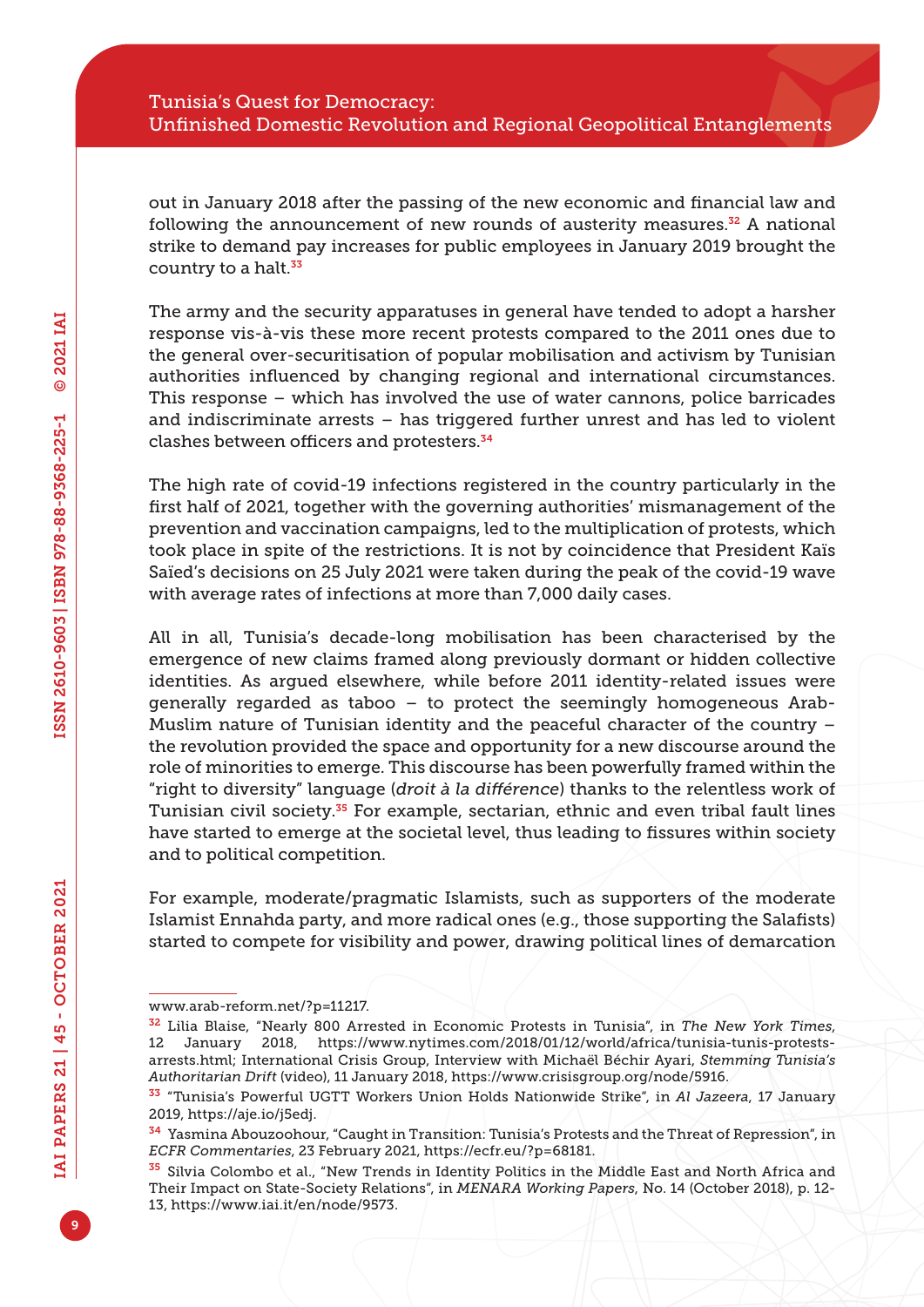out in January 2018 after the passing of the new economic and financial law and following the announcement of new rounds of austerity measures.[32] A national strike to demand pay increases for public employees in January 2019 brought the country to a halt.[33]

The army and the security apparatuses in general have tended to adopt a harsher response vis-à-vis these more recent protests compared to the 2011 ones due to the general over-securitisation of popular mobilisation and activism by Tunisian authorities influenced by changing regional and international circumstances. This response – which has involved the use of water cannons, police barricades and indiscriminate arrests – has triggered further unrest and has led to violent clashes between officers and protesters.[34]

The high rate of covid-19 infections registered in the country particularly in the first half of 2021, together with the governing authorities' mismanagement of the prevention and vaccination campaigns, led to the multiplication of protests, which took place in spite of the restrictions. It is not by coincidence that President Kaïs Saïed's decisions on 25 July 2021 were taken during the peak of the covid-19 wave with average rates of infections at more than 7,000 daily cases.

All in all, Tunisia's decade-long mobilisation has been characterised by the emergence of new claims framed along previously dormant or hidden collective identities. As argued elsewhere, while before 2011 identity-related issues were generally regarded as taboo – to protect the seemingly homogeneous Arab-Muslim nature of Tunisian identity and the peaceful character of the country – the revolution provided the space and opportunity for a new discourse around the role of minorities to emerge. This discourse has been powerfully framed within the "right to diversity" language (*droit à la différence*) thanks to the relentless work of Tunisian civil society.[35] For example, sectarian, ethnic and even tribal fault lines have started to emerge at the societal level, thus leading to fissures within society and to political competition.

For example, moderate/pragmatic Islamists, such as supporters of the moderate Islamist Ennahda party, and more radical ones (e.g., those supporting the Salafists) started to compete for visibility and power, drawing political lines of demarcation

---

www.arab-reform.net/?p=11217.

[32] Lilia Blaise, "Nearly 800 Arrested in Economic Protests in Tunisia", in *The New York Times*, 12 January 2018, https://www.nytimes.com/2018/01/12/world/africa/tunisia-tunis-protests-arrests.html; International Crisis Group, Interview with Michaël Béchir Ayari, *Stemming Tunisia's Authoritarian Drift* (video), 11 January 2018, https://www.crisisgroup.org/node/5916.

[33] "Tunisia's Powerful UGTT Workers Union Holds Nationwide Strike", in *Al Jazeera*, 17 January 2019, https://aje.io/j5edj.

[34] Yasmina Abouzoohour, "Caught in Transition: Tunisia's Protests and the Threat of Repression", in *ECFR Commentaries*, 23 February 2021, https://ecfr.eu/?p=68181.

[35] Silvia Colombo et al., "New Trends in Identity Politics in the Middle East and North Africa and Their Impact on State-Society Relations", in *MENARA Working Papers*, No. 14 (October 2018), p. 12-13, https://www.iai.it/en/node/9573.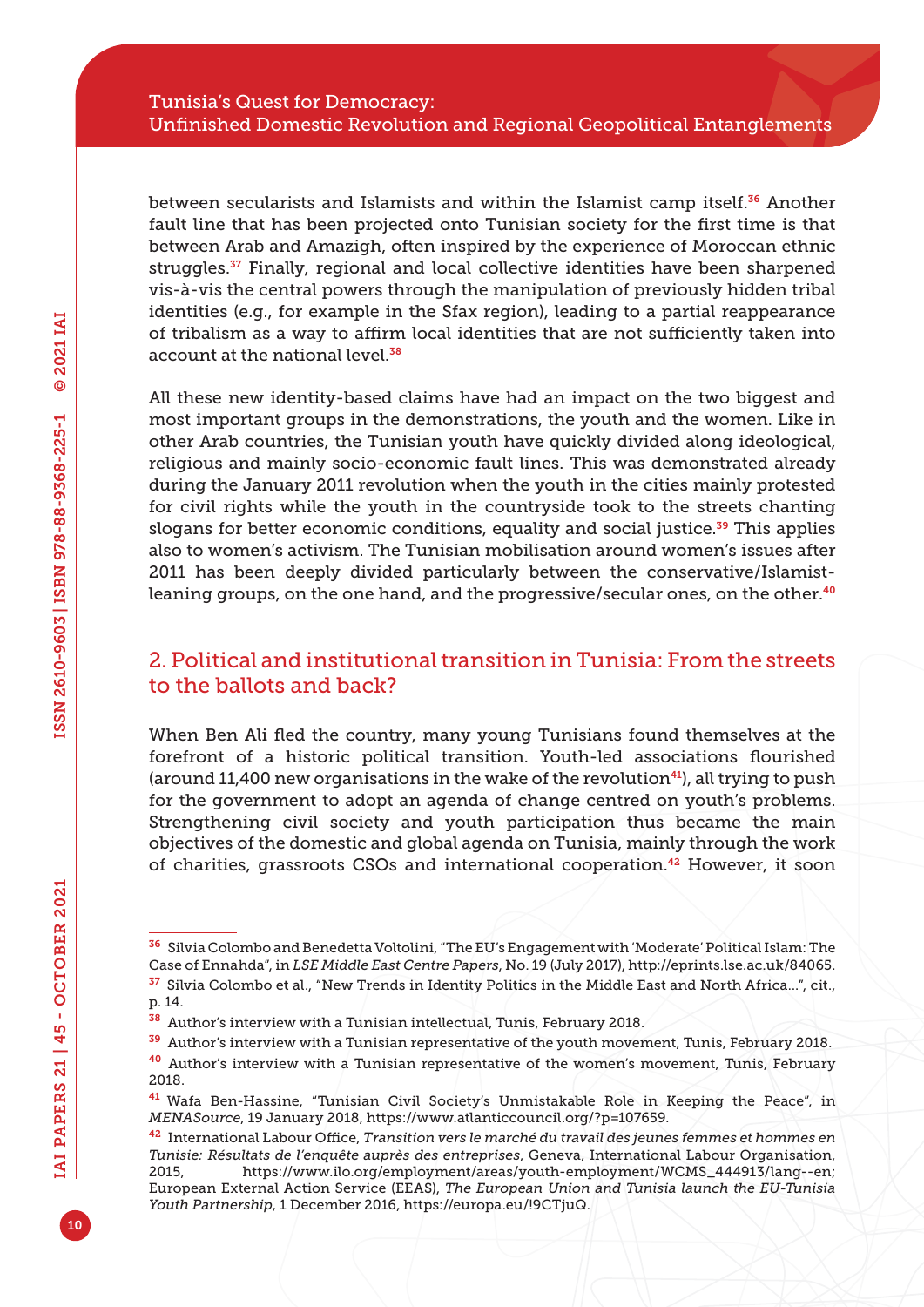between secularists and Islamists and within the Islamist camp itself.[36] Another fault line that has been projected onto Tunisian society for the first time is that between Arab and Amazigh, often inspired by the experience of Moroccan ethnic struggles.[37] Finally, regional and local collective identities have been sharpened vis-à-vis the central powers through the manipulation of previously hidden tribal identities (e.g., for example in the Sfax region), leading to a partial reappearance of tribalism as a way to affirm local identities that are not sufficiently taken into account at the national level.[38]

All these new identity-based claims have had an impact on the two biggest and most important groups in the demonstrations, the youth and the women. Like in other Arab countries, the Tunisian youth have quickly divided along ideological, religious and mainly socio-economic fault lines. This was demonstrated already during the January 2011 revolution when the youth in the cities mainly protested for civil rights while the youth in the countryside took to the streets chanting slogans for better economic conditions, equality and social justice.[39] This applies also to women's activism. The Tunisian mobilisation around women's issues after 2011 has been deeply divided particularly between the conservative/Islamist-leaning groups, on the one hand, and the progressive/secular ones, on the other.[40]

## 2. Political and institutional transition in Tunisia: From the streets to the ballots and back?

When Ben Ali fled the country, many young Tunisians found themselves at the forefront of a historic political transition. Youth-led associations flourished (around 11,400 new organisations in the wake of the revolution[41]), all trying to push for the government to adopt an agenda of change centred on youth's problems. Strengthening civil society and youth participation thus became the main objectives of the domestic and global agenda on Tunisia, mainly through the work of charities, grassroots CSOs and international cooperation.[42] However, it soon

---

[36] Silvia Colombo and Benedetta Voltolini, "The EU's Engagement with 'Moderate' Political Islam: The Case of Ennahda", in *LSE Middle East Centre Papers*, No. 19 (July 2017), http://eprints.lse.ac.uk/84065.

[37] Silvia Colombo et al., "New Trends in Identity Politics in the Middle East and North Africa...", cit., p. 14.

[38] Author's interview with a Tunisian intellectual, Tunis, February 2018.

[39] Author's interview with a Tunisian representative of the youth movement, Tunis, February 2018.

[40] Author's interview with a Tunisian representative of the women's movement, Tunis, February 2018.

[41] Wafa Ben-Hassine, "Tunisian Civil Society's Unmistakable Role in Keeping the Peace", in *MENASource*, 19 January 2018, https://www.atlanticcouncil.org/?p=107659.

[42] International Labour Office, *Transition vers le marché du travail des jeunes femmes et hommes en Tunisie: Résultats de l'enquête auprès des entreprises*, Geneva, International Labour Organisation, 2015, https://www.ilo.org/employment/areas/youth-employment/WCMS_444913/lang--en; European External Action Service (EEAS), *The European Union and Tunisia launch the EU-Tunisia Youth Partnership*, 1 December 2016, https://europa.eu/!9CTjuQ.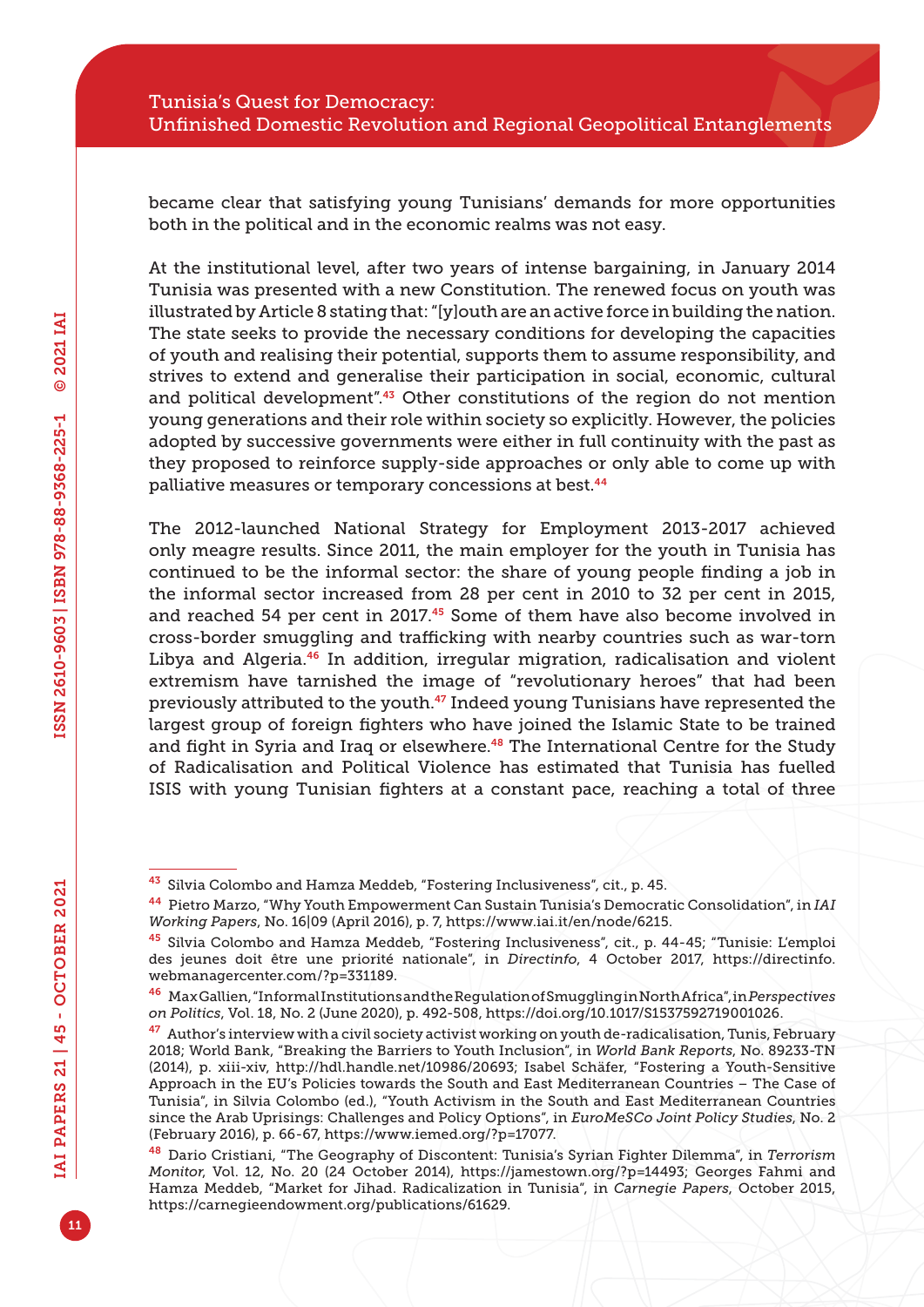became clear that satisfying young Tunisians' demands for more opportunities both in the political and in the economic realms was not easy.

At the institutional level, after two years of intense bargaining, in January 2014 Tunisia was presented with a new Constitution. The renewed focus on youth was illustrated by Article 8 stating that: "[y]outh are an active force in building the nation. The state seeks to provide the necessary conditions for developing the capacities of youth and realising their potential, supports them to assume responsibility, and strives to extend and generalise their participation in social, economic, cultural and political development".[43] Other constitutions of the region do not mention young generations and their role within society so explicitly. However, the policies adopted by successive governments were either in full continuity with the past as they proposed to reinforce supply-side approaches or only able to come up with palliative measures or temporary concessions at best.[44]

The 2012-launched National Strategy for Employment 2013-2017 achieved only meagre results. Since 2011, the main employer for the youth in Tunisia has continued to be the informal sector: the share of young people finding a job in the informal sector increased from 28 per cent in 2010 to 32 per cent in 2015, and reached 54 per cent in 2017.[45] Some of them have also become involved in cross-border smuggling and trafficking with nearby countries such as war-torn Libya and Algeria.[46] In addition, irregular migration, radicalisation and violent extremism have tarnished the image of "revolutionary heroes" that had been previously attributed to the youth.[47] Indeed young Tunisians have represented the largest group of foreign fighters who have joined the Islamic State to be trained and fight in Syria and Iraq or elsewhere.[48] The International Centre for the Study of Radicalisation and Political Violence has estimated that Tunisia has fuelled ISIS with young Tunisian fighters at a constant pace, reaching a total of three

---

[43] Silvia Colombo and Hamza Meddeb, "Fostering Inclusiveness", cit., p. 45.

[44] Pietro Marzo, "Why Youth Empowerment Can Sustain Tunisia's Democratic Consolidation", in *IAI Working Papers*, No. 16|09 (April 2016), p. 7, https://www.iai.it/en/node/6215.

[45] Silvia Colombo and Hamza Meddeb, "Fostering Inclusiveness", cit., p. 44-45; "Tunisie: L'emploi des jeunes doit être une priorité nationale", in *Directinfo*, 4 October 2017, https://directinfo.webmanagercenter.com/?p=331189.

[46] Max Gallien, "Informal Institutions and the Regulation of Smuggling in North Africa", in *Perspectives on Politics*, Vol. 18, No. 2 (June 2020), p. 492-508, https://doi.org/10.1017/S1537592719001026.

[47] Author's interview with a civil society activist working on youth de-radicalisation, Tunis, February 2018; World Bank, "Breaking the Barriers to Youth Inclusion", in *World Bank Reports*, No. 89233-TN (2014), p. xiii-xiv, http://hdl.handle.net/10986/20693; Isabel Schäfer, "Fostering a Youth-Sensitive Approach in the EU's Policies towards the South and East Mediterranean Countries – The Case of Tunisia", in Silvia Colombo (ed.), "Youth Activism in the South and East Mediterranean Countries since the Arab Uprisings: Challenges and Policy Options", in *EuroMeSCo Joint Policy Studies*, No. 2 (February 2016), p. 66-67, https://www.iemed.org/?p=17077.

[48] Dario Cristiani, "The Geography of Discontent: Tunisia's Syrian Fighter Dilemma", in *Terrorism Monitor*, Vol. 12, No. 20 (24 October 2014), https://jamestown.org/?p=14493; Georges Fahmi and Hamza Meddeb, "Market for Jihad. Radicalization in Tunisia", in *Carnegie Papers*, October 2015, https://carnegieendowment.org/publications/61629.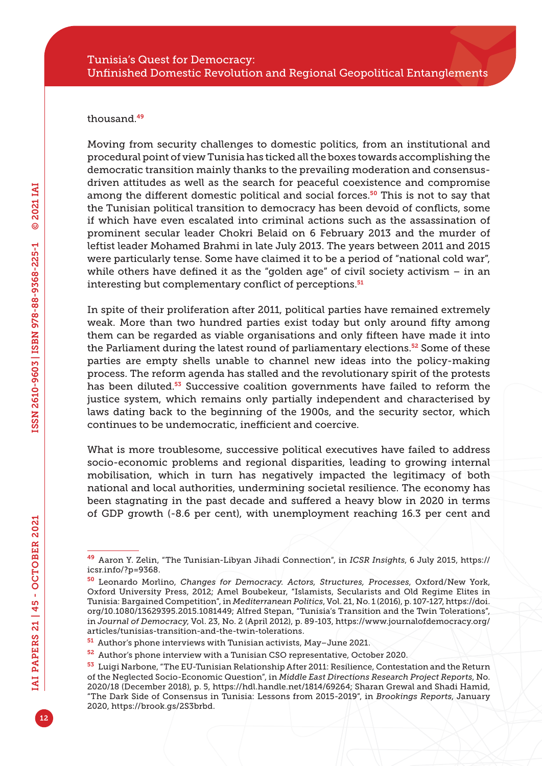thousand.[49]

Moving from security challenges to domestic politics, from an institutional and procedural point of view Tunisia has ticked all the boxes towards accomplishing the democratic transition mainly thanks to the prevailing moderation and consensus-driven attitudes as well as the search for peaceful coexistence and compromise among the different domestic political and social forces.[50] This is not to say that the Tunisian political transition to democracy has been devoid of conflicts, some if which have even escalated into criminal actions such as the assassination of prominent secular leader Chokri Belaid on 6 February 2013 and the murder of leftist leader Mohamed Brahmi in late July 2013. The years between 2011 and 2015 were particularly tense. Some have claimed it to be a period of "national cold war", while others have defined it as the "golden age" of civil society activism – in an interesting but complementary conflict of perceptions.[51]

In spite of their proliferation after 2011, political parties have remained extremely weak. More than two hundred parties exist today but only around fifty among them can be regarded as viable organisations and only fifteen have made it into the Parliament during the latest round of parliamentary elections.[52] Some of these parties are empty shells unable to channel new ideas into the policy-making process. The reform agenda has stalled and the revolutionary spirit of the protests has been diluted.[53] Successive coalition governments have failed to reform the justice system, which remains only partially independent and characterised by laws dating back to the beginning of the 1900s, and the security sector, which continues to be undemocratic, inefficient and coercive.

What is more troublesome, successive political executives have failed to address socio-economic problems and regional disparities, leading to growing internal mobilisation, which in turn has negatively impacted the legitimacy of both national and local authorities, undermining societal resilience. The economy has been stagnating in the past decade and suffered a heavy blow in 2020 in terms of GDP growth (-8.6 per cent), with unemployment reaching 16.3 per cent and

---

[49] Aaron Y. Zelin, "The Tunisian-Libyan Jihadi Connection", in *ICSR Insights*, 6 July 2015, https://icsr.info/?p=9368.

[50] Leonardo Morlino, *Changes for Democracy. Actors, Structures, Processes*, Oxford/New York, Oxford University Press, 2012; Amel Boubekeur, "Islamists, Secularists and Old Regime Elites in Tunisia: Bargained Competition", in *Mediterranean Politics*, Vol. 21, No. 1 (2016), p. 107-127, https://doi.org/10.1080/13629395.2015.1081449; Alfred Stepan, "Tunisia's Transition and the Twin Tolerations", in *Journal of Democracy*, Vol. 23, No. 2 (April 2012), p. 89-103, https://www.journalofdemocracy.org/articles/tunisias-transition-and-the-twin-tolerations.

[51] Author's phone interviews with Tunisian activists, May–June 2021.

[52] Author's phone interview with a Tunisian CSO representative, October 2020.

[53] Luigi Narbone, "The EU-Tunisian Relationship After 2011: Resilience, Contestation and the Return of the Neglected Socio-Economic Question", in *Middle East Directions Research Project Reports*, No. 2020/18 (December 2018), p. 5, https://hdl.handle.net/1814/69264; Sharan Grewal and Shadi Hamid, "The Dark Side of Consensus in Tunisia: Lessons from 2015-2019", in *Brookings Reports*, January 2020, https://brook.gs/2S3brbd.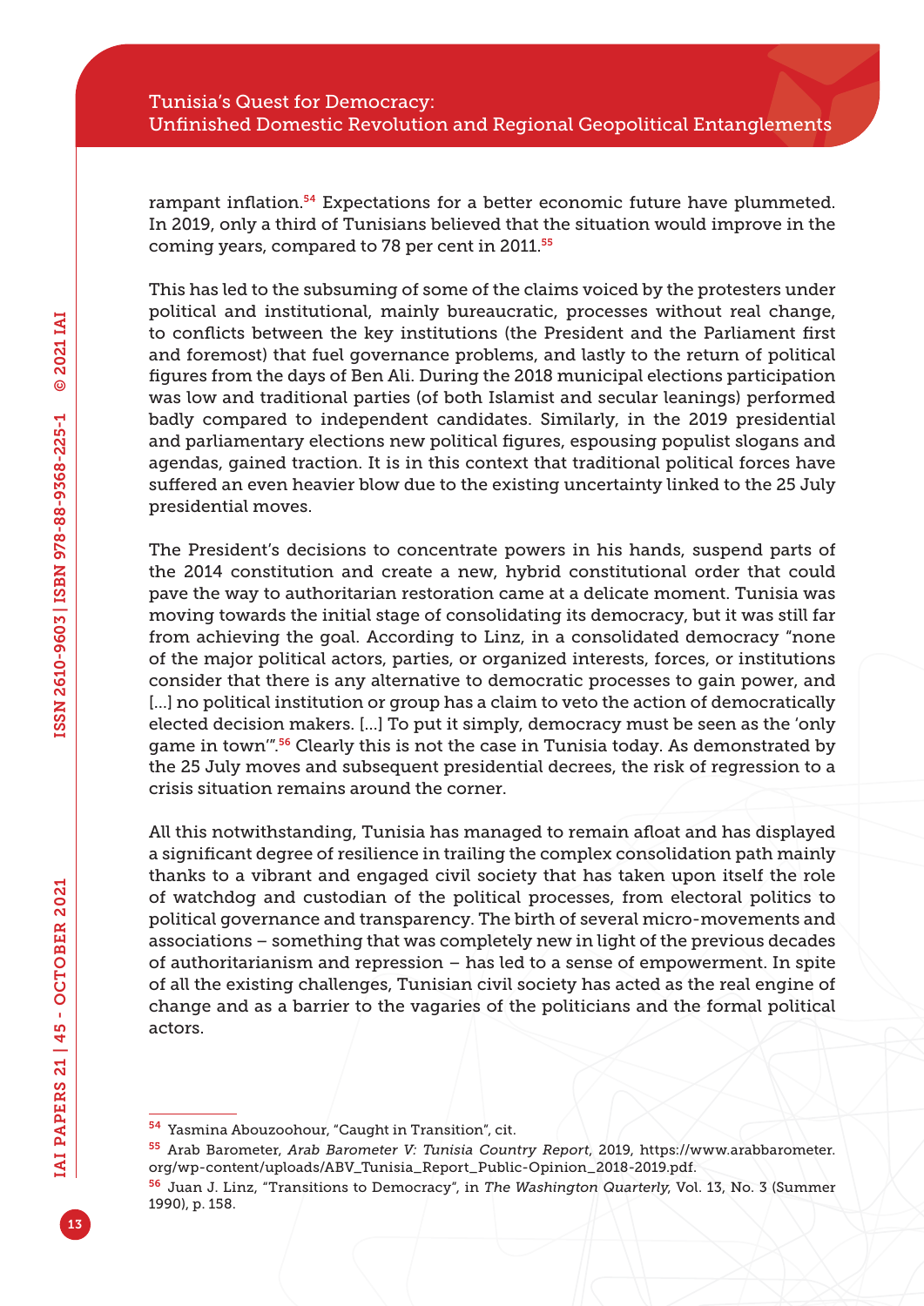rampant inflation.[54] Expectations for a better economic future have plummeted. In 2019, only a third of Tunisians believed that the situation would improve in the coming years, compared to 78 per cent in 2011.[55]

This has led to the subsuming of some of the claims voiced by the protesters under political and institutional, mainly bureaucratic, processes without real change, to conflicts between the key institutions (the President and the Parliament first and foremost) that fuel governance problems, and lastly to the return of political figures from the days of Ben Ali. During the 2018 municipal elections participation was low and traditional parties (of both Islamist and secular leanings) performed badly compared to independent candidates. Similarly, in the 2019 presidential and parliamentary elections new political figures, espousing populist slogans and agendas, gained traction. It is in this context that traditional political forces have suffered an even heavier blow due to the existing uncertainty linked to the 25 July presidential moves.

The President's decisions to concentrate powers in his hands, suspend parts of the 2014 constitution and create a new, hybrid constitutional order that could pave the way to authoritarian restoration came at a delicate moment. Tunisia was moving towards the initial stage of consolidating its democracy, but it was still far from achieving the goal. According to Linz, in a consolidated democracy "none of the major political actors, parties, or organized interests, forces, or institutions consider that there is any alternative to democratic processes to gain power, and [...] no political institution or group has a claim to veto the action of democratically elected decision makers. [...] To put it simply, democracy must be seen as the 'only game in town'".[56] Clearly this is not the case in Tunisia today. As demonstrated by the 25 July moves and subsequent presidential decrees, the risk of regression to a crisis situation remains around the corner.

All this notwithstanding, Tunisia has managed to remain afloat and has displayed a significant degree of resilience in trailing the complex consolidation path mainly thanks to a vibrant and engaged civil society that has taken upon itself the role of watchdog and custodian of the political processes, from electoral politics to political governance and transparency. The birth of several micro-movements and associations – something that was completely new in light of the previous decades of authoritarianism and repression – has led to a sense of empowerment. In spite of all the existing challenges, Tunisian civil society has acted as the real engine of change and as a barrier to the vagaries of the politicians and the formal political actors.

---

[54] Yasmina Abouzoohour, "Caught in Transition", cit.

[55] Arab Barometer, *Arab Barometer V: Tunisia Country Report*, 2019, https://www.arabbarometer.org/wp-content/uploads/ABV_Tunisia_Report_Public-Opinion_2018-2019.pdf.

[56] Juan J. Linz, "Transitions to Democracy", in *The Washington Quarterly*, Vol. 13, No. 3 (Summer 1990), p. 158.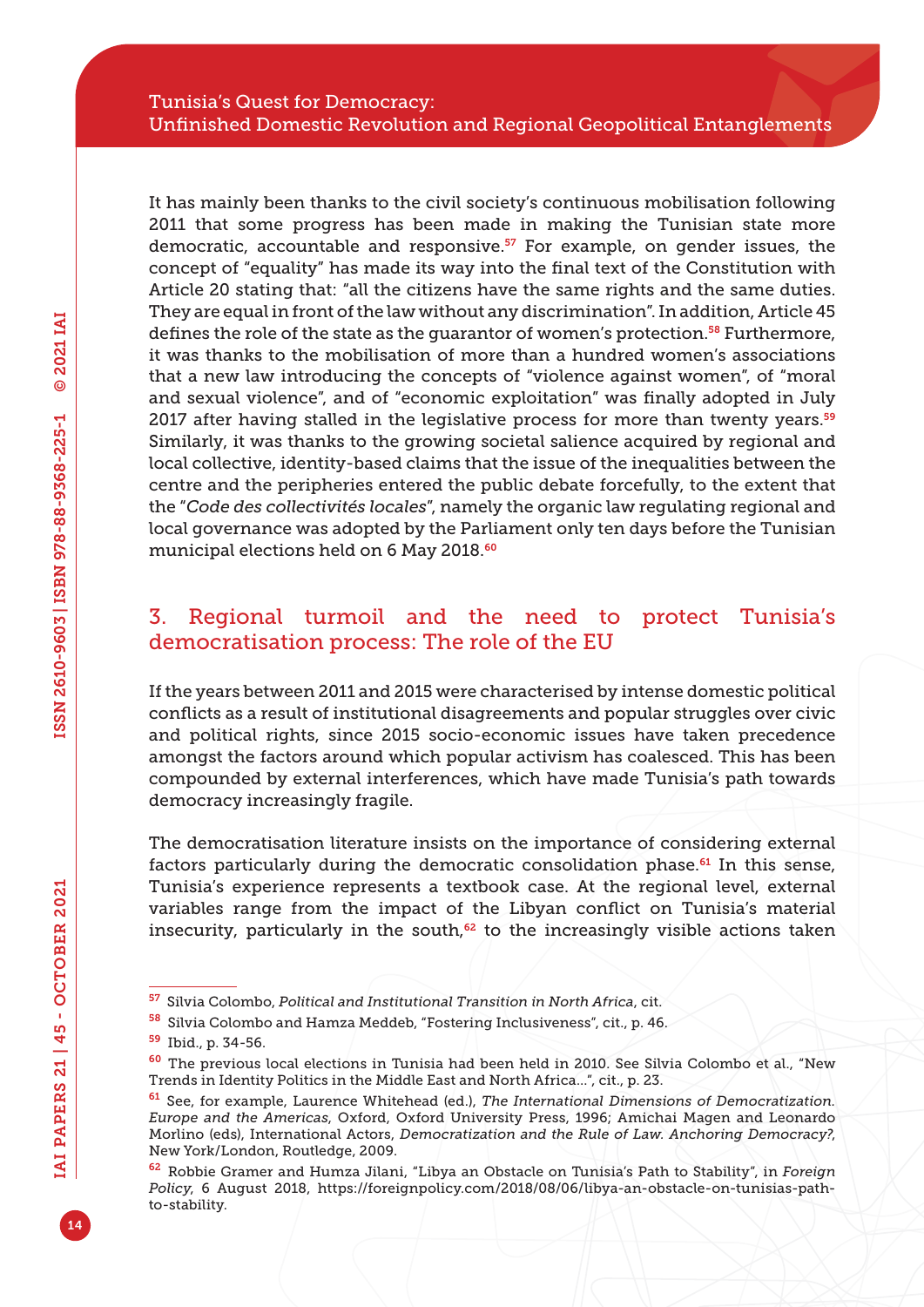It has mainly been thanks to the civil society's continuous mobilisation following 2011 that some progress has been made in making the Tunisian state more democratic, accountable and responsive.[57] For example, on gender issues, the concept of "equality" has made its way into the final text of the Constitution with Article 20 stating that: "all the citizens have the same rights and the same duties. They are equal in front of the law without any discrimination". In addition, Article 45 defines the role of the state as the guarantor of women's protection.[58] Furthermore, it was thanks to the mobilisation of more than a hundred women's associations that a new law introducing the concepts of "violence against women", of "moral and sexual violence", and of "economic exploitation" was finally adopted in July 2017 after having stalled in the legislative process for more than twenty years.[59] Similarly, it was thanks to the growing societal salience acquired by regional and local collective, identity-based claims that the issue of the inequalities between the centre and the peripheries entered the public debate forcefully, to the extent that the "*Code des collectivités locales*", namely the organic law regulating regional and local governance was adopted by the Parliament only ten days before the Tunisian municipal elections held on 6 May 2018.[60]

## 3. Regional turmoil and the need to protect Tunisia's democratisation process: The role of the EU

If the years between 2011 and 2015 were characterised by intense domestic political conflicts as a result of institutional disagreements and popular struggles over civic and political rights, since 2015 socio-economic issues have taken precedence amongst the factors around which popular activism has coalesced. This has been compounded by external interferences, which have made Tunisia's path towards democracy increasingly fragile.

The democratisation literature insists on the importance of considering external factors particularly during the democratic consolidation phase.[61] In this sense, Tunisia's experience represents a textbook case. At the regional level, external variables range from the impact of the Libyan conflict on Tunisia's material insecurity, particularly in the south,[62] to the increasingly visible actions taken

---

[57] Silvia Colombo, *Political and Institutional Transition in North Africa*, cit.

[58] Silvia Colombo and Hamza Meddeb, "Fostering Inclusiveness", cit., p. 46.

[59] Ibid., p. 34-56.

[60] The previous local elections in Tunisia had been held in 2010. See Silvia Colombo et al., "New Trends in Identity Politics in the Middle East and North Africa...", cit., p. 23.

[61] See, for example, Laurence Whitehead (ed.), *The International Dimensions of Democratization. Europe and the Americas*, Oxford, Oxford University Press, 1996; Amichai Magen and Leonardo Morlino (eds), International Actors, *Democratization and the Rule of Law. Anchoring Democracy?*, New York/London, Routledge, 2009.

[62] Robbie Gramer and Humza Jilani, "Libya an Obstacle on Tunisia's Path to Stability", in *Foreign Policy*, 6 August 2018, https://foreignpolicy.com/2018/08/06/libya-an-obstacle-on-tunisias-path-to-stability.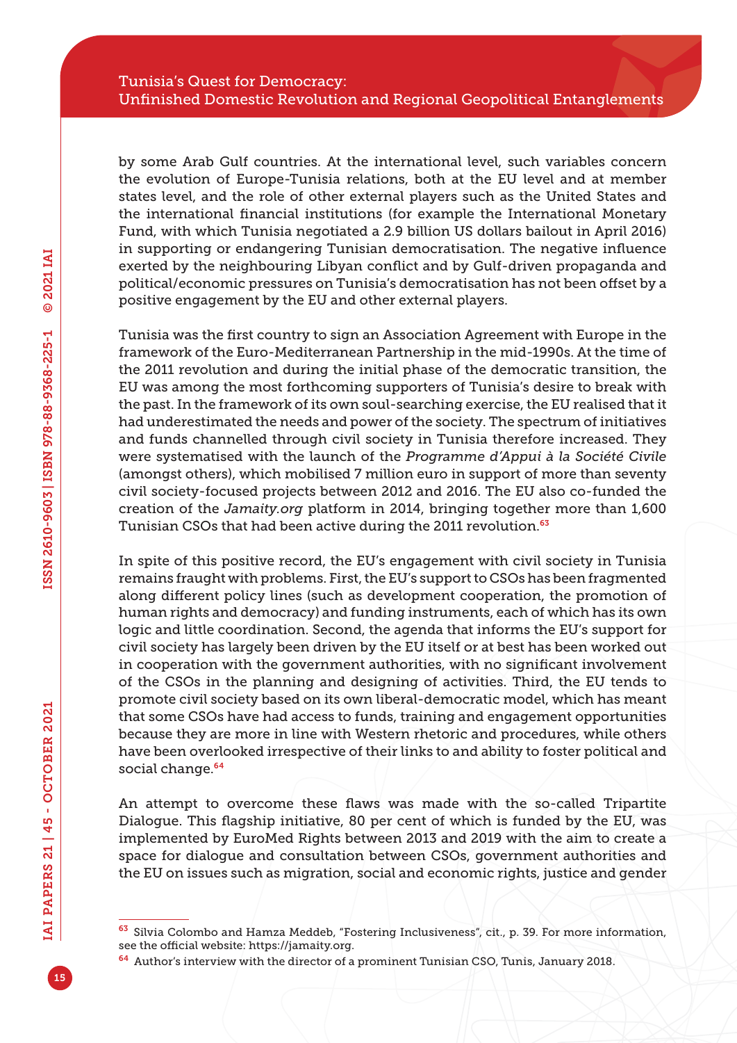by some Arab Gulf countries. At the international level, such variables concern the evolution of Europe-Tunisia relations, both at the EU level and at member states level, and the role of other external players such as the United States and the international financial institutions (for example the International Monetary Fund, with which Tunisia negotiated a 2.9 billion US dollars bailout in April 2016) in supporting or endangering Tunisian democratisation. The negative influence exerted by the neighbouring Libyan conflict and by Gulf-driven propaganda and political/economic pressures on Tunisia's democratisation has not been offset by a positive engagement by the EU and other external players.

Tunisia was the first country to sign an Association Agreement with Europe in the framework of the Euro-Mediterranean Partnership in the mid-1990s. At the time of the 2011 revolution and during the initial phase of the democratic transition, the EU was among the most forthcoming supporters of Tunisia's desire to break with the past. In the framework of its own soul-searching exercise, the EU realised that it had underestimated the needs and power of the society. The spectrum of initiatives and funds channelled through civil society in Tunisia therefore increased. They were systematised with the launch of the *Programme d'Appui à la Société Civile* (amongst others), which mobilised 7 million euro in support of more than seventy civil society-focused projects between 2012 and 2016. The EU also co-funded the creation of the *Jamaity.org* platform in 2014, bringing together more than 1,600 Tunisian CSOs that had been active during the 2011 revolution.[63]

In spite of this positive record, the EU's engagement with civil society in Tunisia remains fraught with problems. First, the EU's support to CSOs has been fragmented along different policy lines (such as development cooperation, the promotion of human rights and democracy) and funding instruments, each of which has its own logic and little coordination. Second, the agenda that informs the EU's support for civil society has largely been driven by the EU itself or at best has been worked out in cooperation with the government authorities, with no significant involvement of the CSOs in the planning and designing of activities. Third, the EU tends to promote civil society based on its own liberal-democratic model, which has meant that some CSOs have had access to funds, training and engagement opportunities because they are more in line with Western rhetoric and procedures, while others have been overlooked irrespective of their links to and ability to foster political and social change.[64]

An attempt to overcome these flaws was made with the so-called Tripartite Dialogue. This flagship initiative, 80 per cent of which is funded by the EU, was implemented by EuroMed Rights between 2013 and 2019 with the aim to create a space for dialogue and consultation between CSOs, government authorities and the EU on issues such as migration, social and economic rights, justice and gender

---

[63] Silvia Colombo and Hamza Meddeb, "Fostering Inclusiveness", cit., p. 39. For more information, see the official website: https://jamaity.org.

[64] Author's interview with the director of a prominent Tunisian CSO, Tunis, January 2018.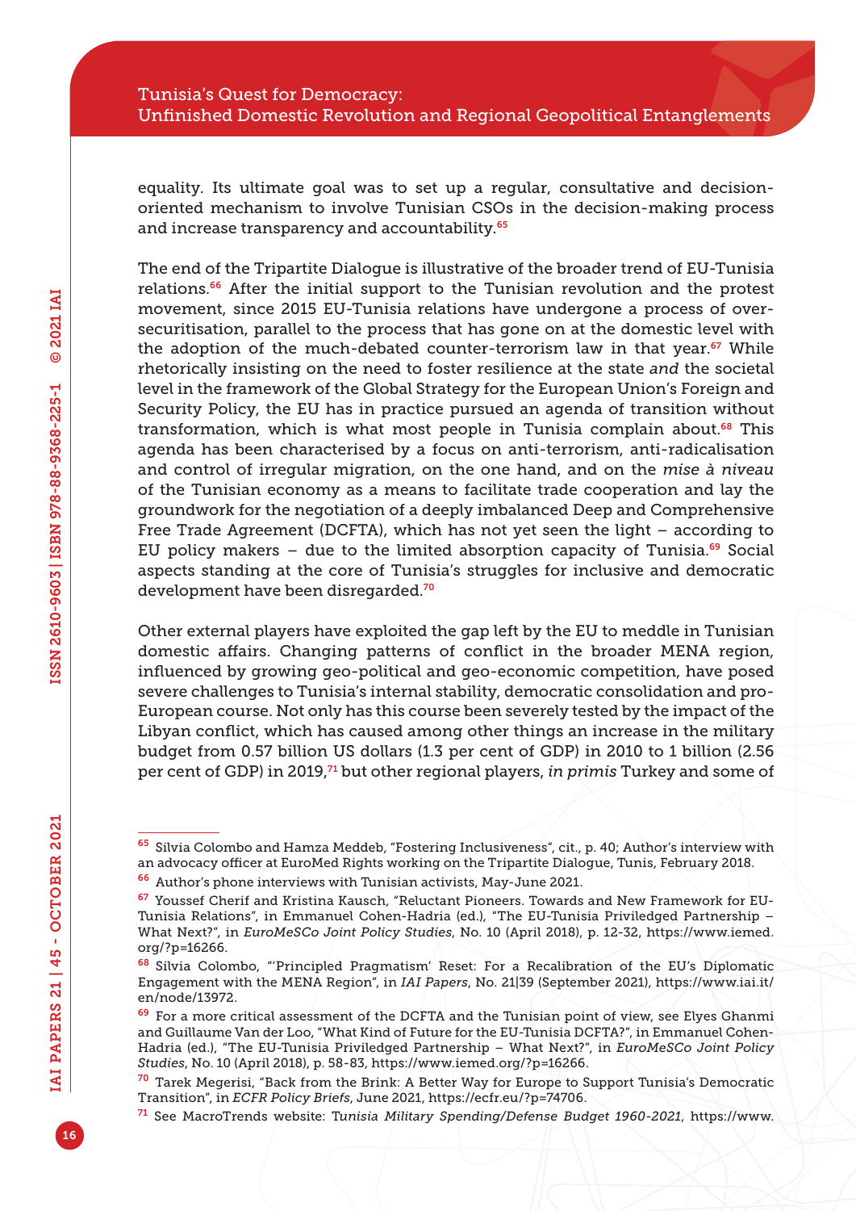equality. Its ultimate goal was to set up a regular, consultative and decision-oriented mechanism to involve Tunisian CSOs in the decision-making process and increase transparency and accountability.[65]

The end of the Tripartite Dialogue is illustrative of the broader trend of EU-Tunisia relations.[66] After the initial support to the Tunisian revolution and the protest movement, since 2015 EU-Tunisia relations have undergone a process of over-securitisation, parallel to the process that has gone on at the domestic level with the adoption of the much-debated counter-terrorism law in that year.[67] While rhetorically insisting on the need to foster resilience at the state *and* the societal level in the framework of the Global Strategy for the European Union's Foreign and Security Policy, the EU has in practice pursued an agenda of transition without transformation, which is what most people in Tunisia complain about.[68] This agenda has been characterised by a focus on anti-terrorism, anti-radicalisation and control of irregular migration, on the one hand, and on the *mise à niveau* of the Tunisian economy as a means to facilitate trade cooperation and lay the groundwork for the negotiation of a deeply imbalanced Deep and Comprehensive Free Trade Agreement (DCFTA), which has not yet seen the light – according to EU policy makers – due to the limited absorption capacity of Tunisia.[69] Social aspects standing at the core of Tunisia's struggles for inclusive and democratic development have been disregarded.[70]

Other external players have exploited the gap left by the EU to meddle in Tunisian domestic affairs. Changing patterns of conflict in the broader MENA region, influenced by growing geo-political and geo-economic competition, have posed severe challenges to Tunisia's internal stability, democratic consolidation and pro-European course. Not only has this course been severely tested by the impact of the Libyan conflict, which has caused among other things an increase in the military budget from 0.57 billion US dollars (1.3 per cent of GDP) in 2010 to 1 billion (2.56 per cent of GDP) in 2019,[71] but other regional players, *in primis* Turkey and some of

---

[65] Silvia Colombo and Hamza Meddeb, "Fostering Inclusiveness", cit., p. 40; Author's interview with an advocacy officer at EuroMed Rights working on the Tripartite Dialogue, Tunis, February 2018.

[66] Author's phone interviews with Tunisian activists, May-June 2021.

[67] Youssef Cherif and Kristina Kausch, "Reluctant Pioneers. Towards and New Framework for EU-Tunisia Relations", in Emmanuel Cohen-Hadria (ed.), "The EU-Tunisia Priviledged Partnership – What Next?", in *EuroMeSCo Joint Policy Studies*, No. 10 (April 2018), p. 12-32, https://www.iemed.org/?p=16266.

[68] Silvia Colombo, "'Principled Pragmatism' Reset: For a Recalibration of the EU's Diplomatic Engagement with the MENA Region", in *IAI Papers*, No. 21|39 (September 2021), https://www.iai.it/en/node/13972.

[69] For a more critical assessment of the DCFTA and the Tunisian point of view, see Elyes Ghanmi and Guillaume Van der Loo, "What Kind of Future for the EU-Tunisia DCFTA?", in Emmanuel Cohen-Hadria (ed.), "The EU-Tunisia Priviledged Partnership – What Next?", in *EuroMeSCo Joint Policy Studies*, No. 10 (April 2018), p. 58-83, https://www.iemed.org/?p=16266.

[70] Tarek Megerisi, "Back from the Brink: A Better Way for Europe to Support Tunisia's Democratic Transition", in *ECFR Policy Briefs*, June 2021, https://ecfr.eu/?p=74706.

[71] See MacroTrends website: *Tunisia Military Spending/Defense Budget 1960-2021*, https://www.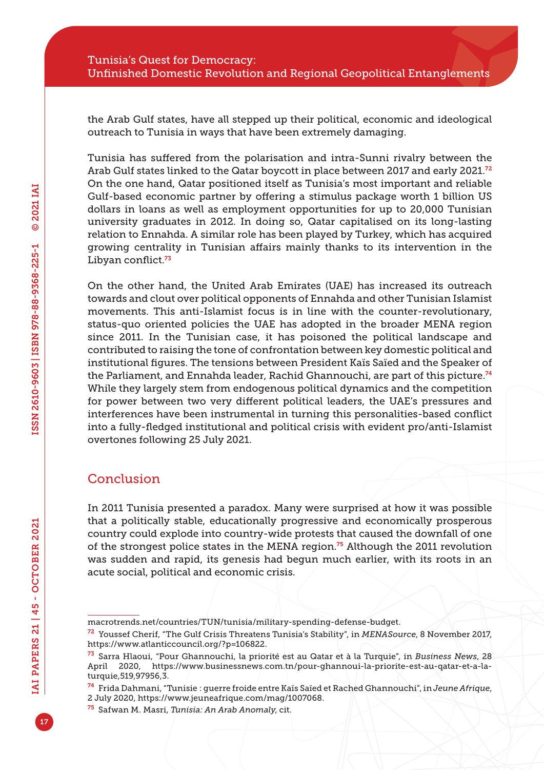the Arab Gulf states, have all stepped up their political, economic and ideological outreach to Tunisia in ways that have been extremely damaging.

Tunisia has suffered from the polarisation and intra-Sunni rivalry between the Arab Gulf states linked to the Qatar boycott in place between 2017 and early 2021.[72] On the one hand, Qatar positioned itself as Tunisia's most important and reliable Gulf-based economic partner by offering a stimulus package worth 1 billion US dollars in loans as well as employment opportunities for up to 20,000 Tunisian university graduates in 2012. In doing so, Qatar capitalised on its long-lasting relation to Ennahda. A similar role has been played by Turkey, which has acquired growing centrality in Tunisian affairs mainly thanks to its intervention in the Libyan conflict.[73]

On the other hand, the United Arab Emirates (UAE) has increased its outreach towards and clout over political opponents of Ennahda and other Tunisian Islamist movements. This anti-Islamist focus is in line with the counter-revolutionary, status-quo oriented policies the UAE has adopted in the broader MENA region since 2011. In the Tunisian case, it has poisoned the political landscape and contributed to raising the tone of confrontation between key domestic political and institutional figures. The tensions between President Kaïs Saïed and the Speaker of the Parliament, and Ennahda leader, Rachid Ghannouchi, are part of this picture.[74] While they largely stem from endogenous political dynamics and the competition for power between two very different political leaders, the UAE's pressures and interferences have been instrumental in turning this personalities-based conflict into a fully-fledged institutional and political crisis with evident pro/anti-Islamist overtones following 25 July 2021.

## Conclusion

In 2011 Tunisia presented a paradox. Many were surprised at how it was possible that a politically stable, educationally progressive and economically prosperous country could explode into country-wide protests that caused the downfall of one of the strongest police states in the MENA region.[75] Although the 2011 revolution was sudden and rapid, its genesis had begun much earlier, with its roots in an acute social, political and economic crisis.

---

macrotrends.net/countries/TUN/tunisia/military-spending-defense-budget.

[72] Youssef Cherif, "The Gulf Crisis Threatens Tunisia's Stability", in *MENASource*, 8 November 2017, https://www.atlanticcouncil.org/?p=106822.

[73] Sarra Hlaoui, "Pour Ghannouchi, la priorité est au Qatar et à la Turquie", in *Business News*, 28 April 2020, https://www.businessnews.com.tn/pour-ghannoui-la-priorite-est-au-qatar-et-a-la-turquie,519,97956,3.

[74] Frida Dahmani, "Tunisie : guerre froide entre Kaïs Saïed et Rached Ghannouchi", in *Jeune Afrique*, 2 July 2020, https://www.jeuneafrique.com/mag/1007068.

[75] Safwan M. Masri, *Tunisia: An Arab Anomaly*, cit.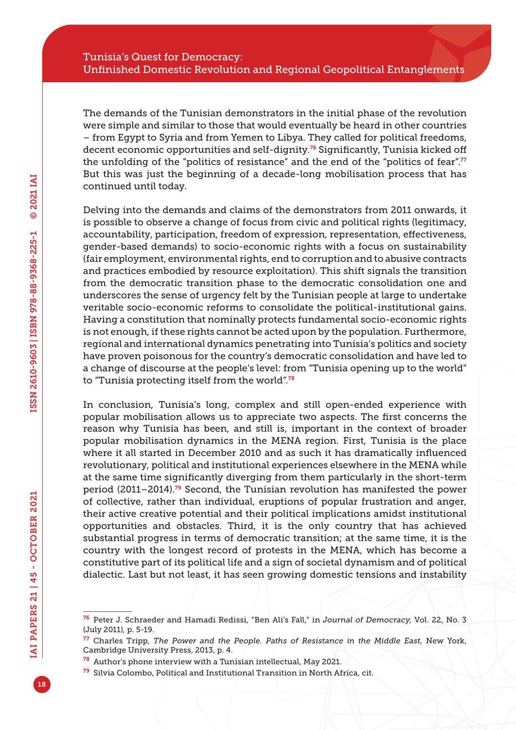The demands of the Tunisian demonstrators in the initial phase of the revolution were simple and similar to those that would eventually be heard in other countries – from Egypt to Syria and from Yemen to Libya. They called for political freedoms, decent economic opportunities and self-dignity.[76] Significantly, Tunisia kicked off the unfolding of the "politics of resistance" and the end of the "politics of fear".[77] But this was just the beginning of a decade-long mobilisation process that has continued until today.

Delving into the demands and claims of the demonstrators from 2011 onwards, it is possible to observe a change of focus from civic and political rights (legitimacy, accountability, participation, freedom of expression, representation, effectiveness, gender-based demands) to socio-economic rights with a focus on sustainability (fair employment, environmental rights, end to corruption and to abusive contracts and practices embodied by resource exploitation). This shift signals the transition from the democratic transition phase to the democratic consolidation one and underscores the sense of urgency felt by the Tunisian people at large to undertake veritable socio-economic reforms to consolidate the political-institutional gains. Having a constitution that nominally protects fundamental socio-economic rights is not enough, if these rights cannot be acted upon by the population. Furthermore, regional and international dynamics penetrating into Tunisia's politics and society have proven poisonous for the country's democratic consolidation and have led to a change of discourse at the people's level: from "Tunisia opening up to the world" to "Tunisia protecting itself from the world".[78]

In conclusion, Tunisia's long, complex and still open-ended experience with popular mobilisation allows us to appreciate two aspects. The first concerns the reason why Tunisia has been, and still is, important in the context of broader popular mobilisation dynamics in the MENA region. First, Tunisia is the place where it all started in December 2010 and as such it has dramatically influenced revolutionary, political and institutional experiences elsewhere in the MENA while at the same time significantly diverging from them particularly in the short-term period (2011–2014).[79] Second, the Tunisian revolution has manifested the power of collective, rather than individual, eruptions of popular frustration and anger, their active creative potential and their political implications amidst institutional opportunities and obstacles. Third, it is the only country that has achieved substantial progress in terms of democratic transition; at the same time, it is the country with the longest record of protests in the MENA, which has become a constitutive part of its political life and a sign of societal dynamism and of political dialectic. Last but not least, it has seen growing domestic tensions and instability

---

[76] Peter J. Schraeder and Hamadi Redissi, "Ben Ali's Fall," in *Journal of Democracy*, Vol. 22, No. 3 (July 2011), p. 5-19.

[77] Charles Tripp, *The Power and the People. Paths of Resistance in the Middle East*, New York, Cambridge University Press, 2013, p. 4.

[78] Author's phone interview with a Tunisian intellectual, May 2021.

[79] Silvia Colombo, Political and Institutional Transition in North Africa, cit.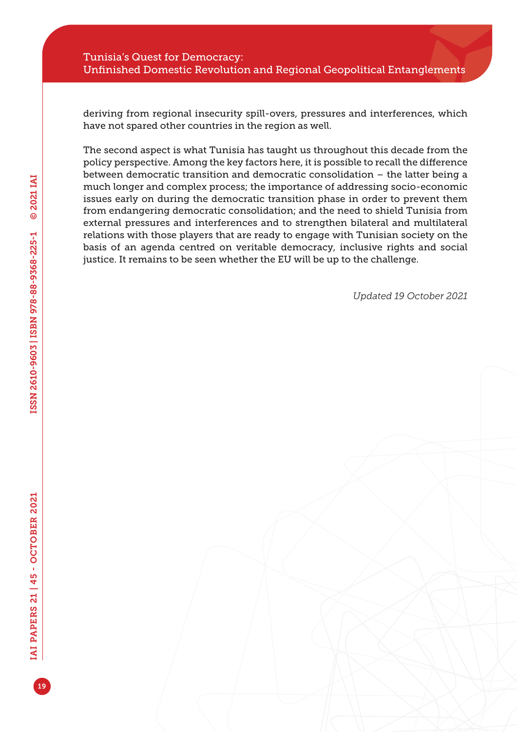deriving from regional insecurity spill-overs, pressures and interferences, which have not spared other countries in the region as well.

The second aspect is what Tunisia has taught us throughout this decade from the policy perspective. Among the key factors here, it is possible to recall the difference between democratic transition and democratic consolidation – the latter being a much longer and complex process; the importance of addressing socio-economic issues early on during the democratic transition phase in order to prevent them from endangering democratic consolidation; and the need to shield Tunisia from external pressures and interferences and to strengthen bilateral and multilateral relations with those players that are ready to engage with Tunisian society on the basis of an agenda centred on veritable democracy, inclusive rights and social justice. It remains to be seen whether the EU will be up to the challenge.

*Updated 19 October 2021*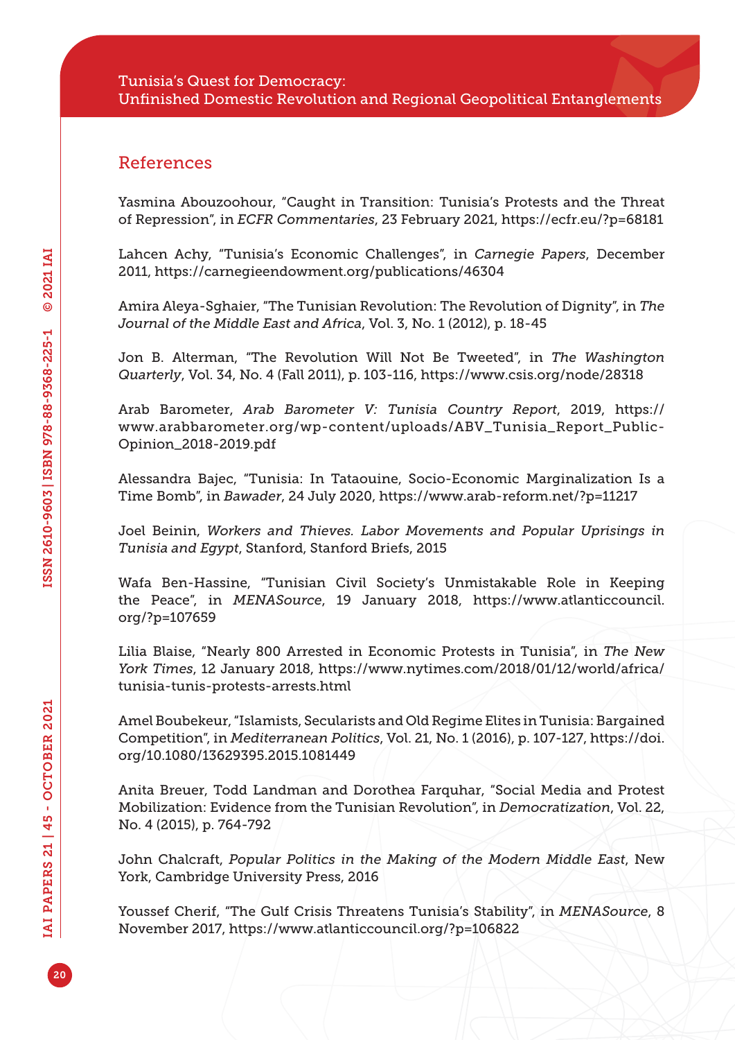## References

Yasmina Abouzoohour, "Caught in Transition: Tunisia's Protests and the Threat of Repression", in *ECFR Commentaries*, 23 February 2021, https://ecfr.eu/?p=68181

Lahcen Achy, "Tunisia's Economic Challenges", in *Carnegie Papers*, December 2011, https://carnegieendowment.org/publications/46304

Amira Aleya-Sghaier, "The Tunisian Revolution: The Revolution of Dignity", in *The Journal of the Middle East and Africa*, Vol. 3, No. 1 (2012), p. 18-45

Jon B. Alterman, "The Revolution Will Not Be Tweeted", in *The Washington Quarterly*, Vol. 34, No. 4 (Fall 2011), p. 103-116, https://www.csis.org/node/28318

Arab Barometer, *Arab Barometer V: Tunisia Country Report*, 2019, https://www.arabbarometer.org/wp-content/uploads/ABV_Tunisia_Report_Public-Opinion_2018-2019.pdf

Alessandra Bajec, "Tunisia: In Tataouine, Socio-Economic Marginalization Is a Time Bomb", in *Bawader*, 24 July 2020, https://www.arab-reform.net/?p=11217

Joel Beinin, *Workers and Thieves. Labor Movements and Popular Uprisings in Tunisia and Egypt*, Stanford, Stanford Briefs, 2015

Wafa Ben-Hassine, "Tunisian Civil Society's Unmistakable Role in Keeping the Peace", in *MENASource*, 19 January 2018, https://www.atlanticcouncil.org/?p=107659

Lilia Blaise, "Nearly 800 Arrested in Economic Protests in Tunisia", in *The New York Times*, 12 January 2018, https://www.nytimes.com/2018/01/12/world/africa/tunisia-tunis-protests-arrests.html

Amel Boubekeur, "Islamists, Secularists and Old Regime Elites in Tunisia: Bargained Competition", in *Mediterranean Politics*, Vol. 21, No. 1 (2016), p. 107-127, https://doi.org/10.1080/13629395.2015.1081449

Anita Breuer, Todd Landman and Dorothea Farquhar, "Social Media and Protest Mobilization: Evidence from the Tunisian Revolution", in *Democratization*, Vol. 22, No. 4 (2015), p. 764-792

John Chalcraft, *Popular Politics in the Making of the Modern Middle East*, New York, Cambridge University Press, 2016

Youssef Cherif, "The Gulf Crisis Threatens Tunisia's Stability", in *MENASource*, 8 November 2017, https://www.atlanticcouncil.org/?p=106822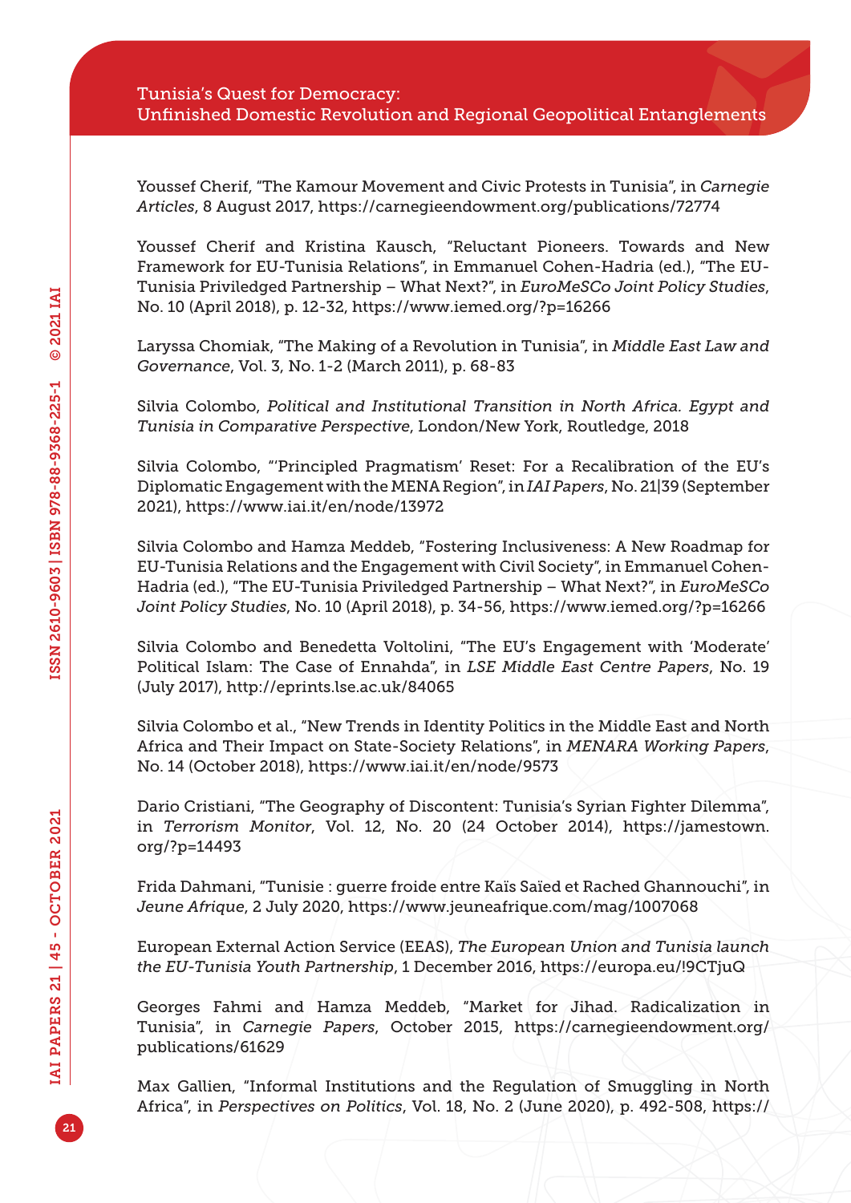Youssef Cherif, "The Kamour Movement and Civic Protests in Tunisia", in *Carnegie Articles*, 8 August 2017, https://carnegieendowment.org/publications/72774

Youssef Cherif and Kristina Kausch, "Reluctant Pioneers. Towards and New Framework for EU-Tunisia Relations", in Emmanuel Cohen-Hadria (ed.), "The EU-Tunisia Priviledged Partnership – What Next?", in *EuroMeSCo Joint Policy Studies*, No. 10 (April 2018), p. 12-32, https://www.iemed.org/?p=16266

Laryssa Chomiak, "The Making of a Revolution in Tunisia", in *Middle East Law and Governance*, Vol. 3, No. 1-2 (March 2011), p. 68-83

Silvia Colombo, *Political and Institutional Transition in North Africa. Egypt and Tunisia in Comparative Perspective*, London/New York, Routledge, 2018

Silvia Colombo, "'Principled Pragmatism' Reset: For a Recalibration of the EU's Diplomatic Engagement with the MENA Region", in *IAI Papers*, No. 21|39 (September 2021), https://www.iai.it/en/node/13972

Silvia Colombo and Hamza Meddeb, "Fostering Inclusiveness: A New Roadmap for EU-Tunisia Relations and the Engagement with Civil Society", in Emmanuel Cohen-Hadria (ed.), "The EU-Tunisia Priviledged Partnership – What Next?", in *EuroMeSCo Joint Policy Studies*, No. 10 (April 2018), p. 34-56, https://www.iemed.org/?p=16266

Silvia Colombo and Benedetta Voltolini, "The EU's Engagement with 'Moderate' Political Islam: The Case of Ennahda", in *LSE Middle East Centre Papers*, No. 19 (July 2017), http://eprints.lse.ac.uk/84065

Silvia Colombo et al., "New Trends in Identity Politics in the Middle East and North Africa and Their Impact on State-Society Relations", in *MENARA Working Papers*, No. 14 (October 2018), https://www.iai.it/en/node/9573

Dario Cristiani, "The Geography of Discontent: Tunisia's Syrian Fighter Dilemma", in *Terrorism Monitor*, Vol. 12, No. 20 (24 October 2014), https://jamestown.org/?p=14493

Frida Dahmani, "Tunisie : guerre froide entre Kaïs Saïed et Rached Ghannouchi", in *Jeune Afrique*, 2 July 2020, https://www.jeuneafrique.com/mag/1007068

European External Action Service (EEAS), *The European Union and Tunisia launch the EU-Tunisia Youth Partnership*, 1 December 2016, https://europa.eu/!9CTjuQ

Georges Fahmi and Hamza Meddeb, "Market for Jihad. Radicalization in Tunisia", in *Carnegie Papers*, October 2015, https://carnegieendowment.org/publications/61629

Max Gallien, "Informal Institutions and the Regulation of Smuggling in North Africa", in *Perspectives on Politics*, Vol. 18, No. 2 (June 2020), p. 492-508, https://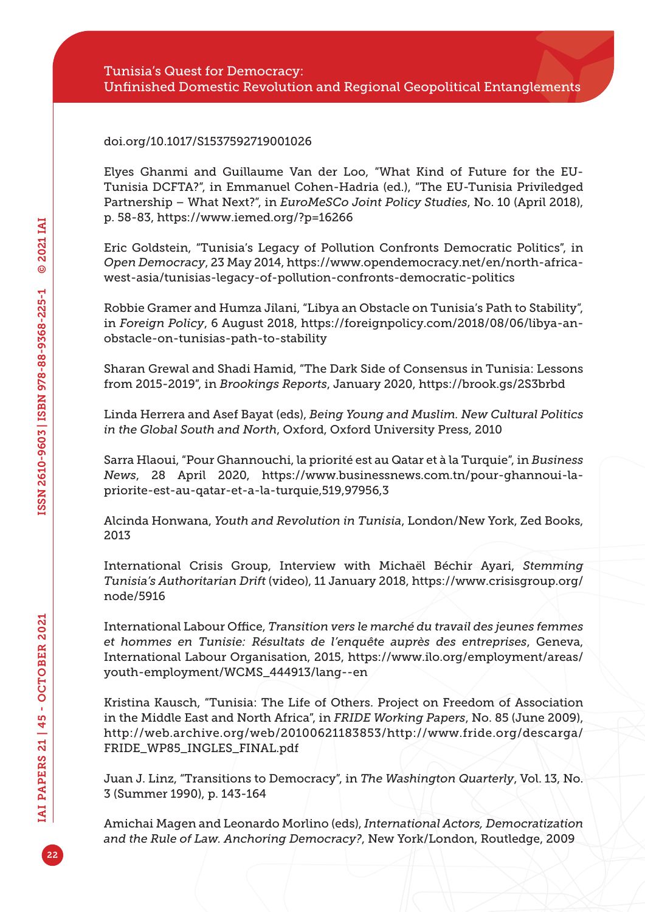doi.org/10.1017/S1537592719001026

Elyes Ghanmi and Guillaume Van der Loo, "What Kind of Future for the EU-Tunisia DCFTA?", in Emmanuel Cohen-Hadria (ed.), "The EU-Tunisia Priviledged Partnership – What Next?", in *EuroMeSCo Joint Policy Studies*, No. 10 (April 2018), p. 58-83, https://www.iemed.org/?p=16266

Eric Goldstein, "Tunisia's Legacy of Pollution Confronts Democratic Politics", in *Open Democracy*, 23 May 2014, https://www.opendemocracy.net/en/north-africa-west-asia/tunisias-legacy-of-pollution-confronts-democratic-politics

Robbie Gramer and Humza Jilani, "Libya an Obstacle on Tunisia's Path to Stability", in *Foreign Policy*, 6 August 2018, https://foreignpolicy.com/2018/08/06/libya-an-obstacle-on-tunisias-path-to-stability

Sharan Grewal and Shadi Hamid, "The Dark Side of Consensus in Tunisia: Lessons from 2015-2019", in *Brookings Reports*, January 2020, https://brook.gs/2S3brbd

Linda Herrera and Asef Bayat (eds), *Being Young and Muslim. New Cultural Politics in the Global South and North*, Oxford, Oxford University Press, 2010

Sarra Hlaoui, "Pour Ghannouchi, la priorité est au Qatar et à la Turquie", in *Business News*, 28 April 2020, https://www.businessnews.com.tn/pour-ghannoui-la-priorite-est-au-qatar-et-a-la-turquie,519,97956,3

Alcinda Honwana, *Youth and Revolution in Tunisia*, London/New York, Zed Books, 2013

International Crisis Group, Interview with Michaël Béchir Ayari, *Stemming Tunisia's Authoritarian Drift* (video), 11 January 2018, https://www.crisisgroup.org/node/5916

International Labour Office, *Transition vers le marché du travail des jeunes femmes et hommes en Tunisie: Résultats de l'enquête auprès des entreprises*, Geneva, International Labour Organisation, 2015, https://www.ilo.org/employment/areas/youth-employment/WCMS_444913/lang--en

Kristina Kausch, "Tunisia: The Life of Others. Project on Freedom of Association in the Middle East and North Africa", in *FRIDE Working Papers*, No. 85 (June 2009), http://web.archive.org/web/20100621183853/http://www.fride.org/descarga/FRIDE_WP85_INGLES_FINAL.pdf

Juan J. Linz, "Transitions to Democracy", in *The Washington Quarterly*, Vol. 13, No. 3 (Summer 1990), p. 143-164

Amichai Magen and Leonardo Morlino (eds), *International Actors, Democratization and the Rule of Law. Anchoring Democracy?*, New York/London, Routledge, 2009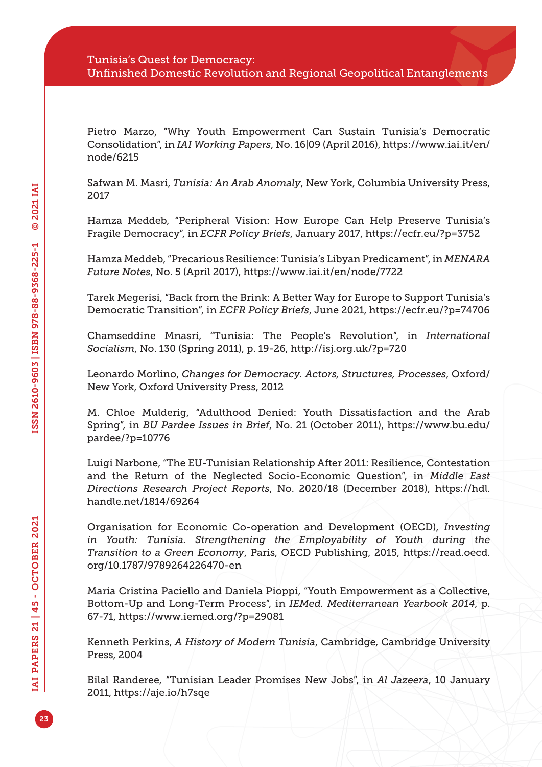Pietro Marzo, "Why Youth Empowerment Can Sustain Tunisia's Democratic Consolidation", in *IAI Working Papers*, No. 16|09 (April 2016), https://www.iai.it/en/node/6215

Safwan M. Masri, *Tunisia: An Arab Anomaly*, New York, Columbia University Press, 2017

Hamza Meddeb, "Peripheral Vision: How Europe Can Help Preserve Tunisia's Fragile Democracy", in *ECFR Policy Briefs*, January 2017, https://ecfr.eu/?p=3752

Hamza Meddeb, "Precarious Resilience: Tunisia's Libyan Predicament", in *MENARA Future Notes*, No. 5 (April 2017), https://www.iai.it/en/node/7722

Tarek Megerisi, "Back from the Brink: A Better Way for Europe to Support Tunisia's Democratic Transition", in *ECFR Policy Briefs*, June 2021, https://ecfr.eu/?p=74706

Chamseddine Mnasri, "Tunisia: The People's Revolution", in *International Socialism*, No. 130 (Spring 2011), p. 19-26, http://isj.org.uk/?p=720

Leonardo Morlino, *Changes for Democracy. Actors, Structures, Processes*, Oxford/New York, Oxford University Press, 2012

M. Chloe Mulderig, "Adulthood Denied: Youth Dissatisfaction and the Arab Spring", in *BU Pardee Issues in Brief*, No. 21 (October 2011), https://www.bu.edu/pardee/?p=10776

Luigi Narbone, "The EU-Tunisian Relationship After 2011: Resilience, Contestation and the Return of the Neglected Socio-Economic Question", in *Middle East Directions Research Project Reports*, No. 2020/18 (December 2018), https://hdl.handle.net/1814/69264

Organisation for Economic Co-operation and Development (OECD), *Investing in Youth: Tunisia. Strengthening the Employability of Youth during the Transition to a Green Economy*, Paris, OECD Publishing, 2015, https://read.oecd.org/10.1787/9789264226470-en

Maria Cristina Paciello and Daniela Pioppi, "Youth Empowerment as a Collective, Bottom-Up and Long-Term Process", in *IEMed. Mediterranean Yearbook 2014*, p. 67-71, https://www.iemed.org/?p=29081

Kenneth Perkins, *A History of Modern Tunisia*, Cambridge, Cambridge University Press, 2004

Bilal Randeree, "Tunisian Leader Promises New Jobs", in *Al Jazeera*, 10 January 2011, https://aje.io/h7sqe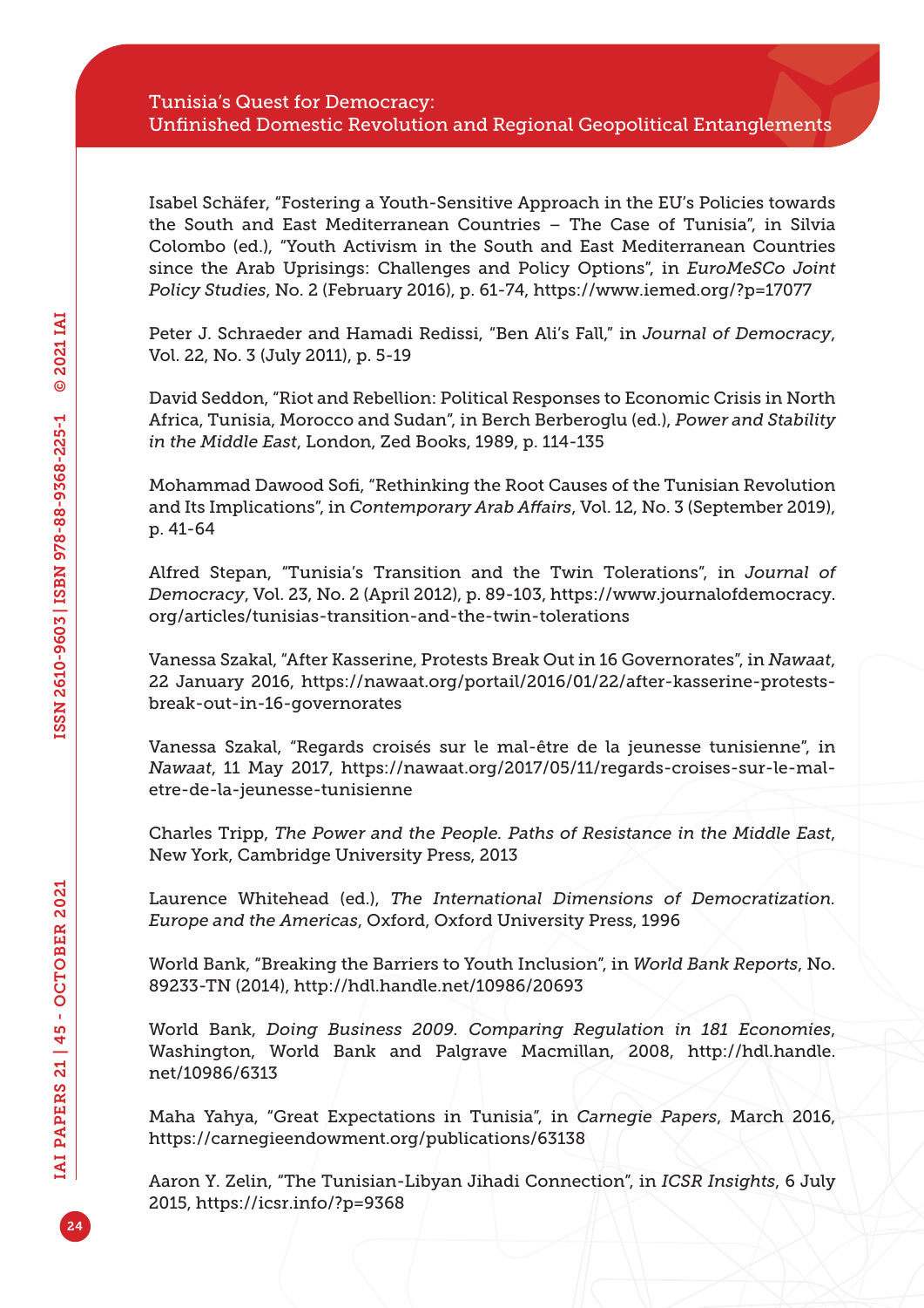Isabel Schäfer, "Fostering a Youth-Sensitive Approach in the EU's Policies towards the South and East Mediterranean Countries – The Case of Tunisia", in Silvia Colombo (ed.), "Youth Activism in the South and East Mediterranean Countries since the Arab Uprisings: Challenges and Policy Options", in *EuroMeSCo Joint Policy Studies*, No. 2 (February 2016), p. 61-74, https://www.iemed.org/?p=17077

Peter J. Schraeder and Hamadi Redissi, "Ben Ali's Fall," in *Journal of Democracy*, Vol. 22, No. 3 (July 2011), p. 5-19

David Seddon, "Riot and Rebellion: Political Responses to Economic Crisis in North Africa, Tunisia, Morocco and Sudan", in Berch Berberoglu (ed.), *Power and Stability in the Middle East*, London, Zed Books, 1989, p. 114-135

Mohammad Dawood Sofi, "Rethinking the Root Causes of the Tunisian Revolution and Its Implications", in *Contemporary Arab Affairs*, Vol. 12, No. 3 (September 2019), p. 41-64

Alfred Stepan, "Tunisia's Transition and the Twin Tolerations", in *Journal of Democracy*, Vol. 23, No. 2 (April 2012), p. 89-103, https://www.journalofdemocracy.org/articles/tunisias-transition-and-the-twin-tolerations

Vanessa Szakal, "After Kasserine, Protests Break Out in 16 Governorates", in *Nawaat*, 22 January 2016, https://nawaat.org/portail/2016/01/22/after-kasserine-protests-break-out-in-16-governorates

Vanessa Szakal, "Regards croisés sur le mal-être de la jeunesse tunisienne", in *Nawaat*, 11 May 2017, https://nawaat.org/2017/05/11/regards-croises-sur-le-mal-etre-de-la-jeunesse-tunisienne

Charles Tripp, *The Power and the People. Paths of Resistance in the Middle East*, New York, Cambridge University Press, 2013

Laurence Whitehead (ed.), *The International Dimensions of Democratization. Europe and the Americas*, Oxford, Oxford University Press, 1996

World Bank, "Breaking the Barriers to Youth Inclusion", in *World Bank Reports*, No. 89233-TN (2014), http://hdl.handle.net/10986/20693

World Bank, *Doing Business 2009. Comparing Regulation in 181 Economies*, Washington, World Bank and Palgrave Macmillan, 2008, http://hdl.handle.net/10986/6313

Maha Yahya, "Great Expectations in Tunisia", in *Carnegie Papers*, March 2016, https://carnegieendowment.org/publications/63138

Aaron Y. Zelin, "The Tunisian-Libyan Jihadi Connection", in *ICSR Insights*, 6 July 2015, https://icsr.info/?p=9368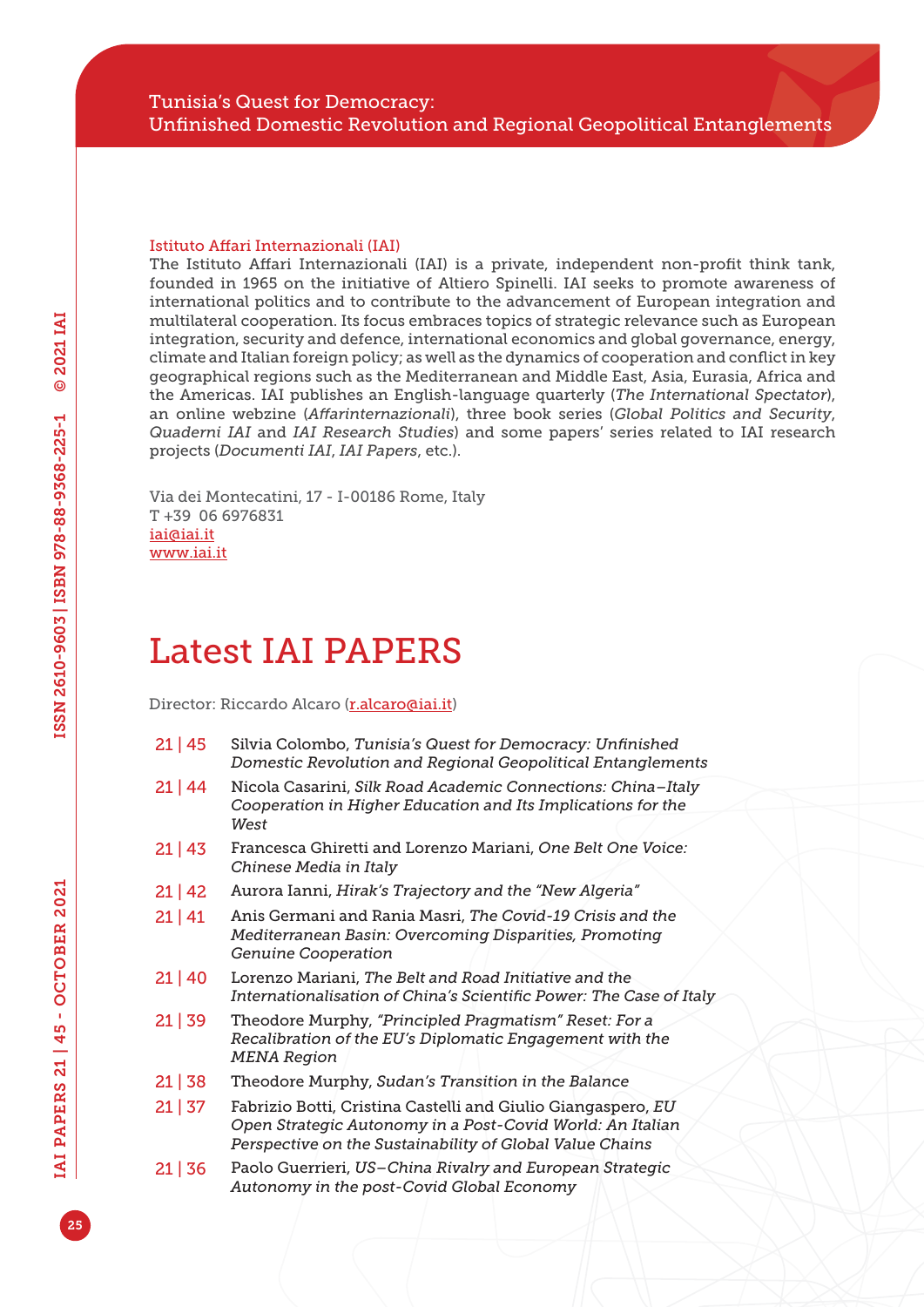Istituto Affari Internazionali (IAI)

The Istituto Affari Internazionali (IAI) is a private, independent non-profit think tank, founded in 1965 on the initiative of Altiero Spinelli. IAI seeks to promote awareness of international politics and to contribute to the advancement of European integration and multilateral cooperation. Its focus embraces topics of strategic relevance such as European integration, security and defence, international economics and global governance, energy, climate and Italian foreign policy; as well as the dynamics of cooperation and conflict in key geographical regions such as the Mediterranean and Middle East, Asia, Eurasia, Africa and the Americas. IAI publishes an English-language quarterly (*The International Spectator*), an online webzine (*Affarinternazionali*), three book series (*Global Politics and Security*, *Quaderni IAI* and *IAI Research Studies*) and some papers' series related to IAI research projects (*Documenti IAI*, *IAI Papers*, etc.).

Via dei Montecatini, 17 - I-00186 Rome, Italy
T +39 06 6976831
iai@iai.it
www.iai.it

# Latest IAI PAPERS

Director: Riccardo Alcaro (r.alcaro@iai.it)

- 21 | 45 Silvia Colombo, *Tunisia's Quest for Democracy: Unfinished Domestic Revolution and Regional Geopolitical Entanglements*
- 21 | 44 Nicola Casarini, *Silk Road Academic Connections: China–Italy Cooperation in Higher Education and Its Implications for the West*
- 21 | 43 Francesca Ghiretti and Lorenzo Mariani, *One Belt One Voice: Chinese Media in Italy*
- 21 | 42 Aurora Ianni, *Hirak's Trajectory and the "New Algeria"*
- 21 | 41 Anis Germani and Rania Masri, *The Covid-19 Crisis and the Mediterranean Basin: Overcoming Disparities, Promoting Genuine Cooperation*
- 21 | 40 Lorenzo Mariani, *The Belt and Road Initiative and the Internationalisation of China's Scientific Power: The Case of Italy*
- 21 | 39 Theodore Murphy, *"Principled Pragmatism" Reset: For a Recalibration of the EU's Diplomatic Engagement with the MENA Region*
- 21 | 38 Theodore Murphy, *Sudan's Transition in the Balance*
- 21 | 37 Fabrizio Botti, Cristina Castelli and Giulio Giangaspero, *EU Open Strategic Autonomy in a Post-Covid World: An Italian Perspective on the Sustainability of Global Value Chains*
- 21 | 36 Paolo Guerrieri, *US–China Rivalry and European Strategic Autonomy in the post-Covid Global Economy*